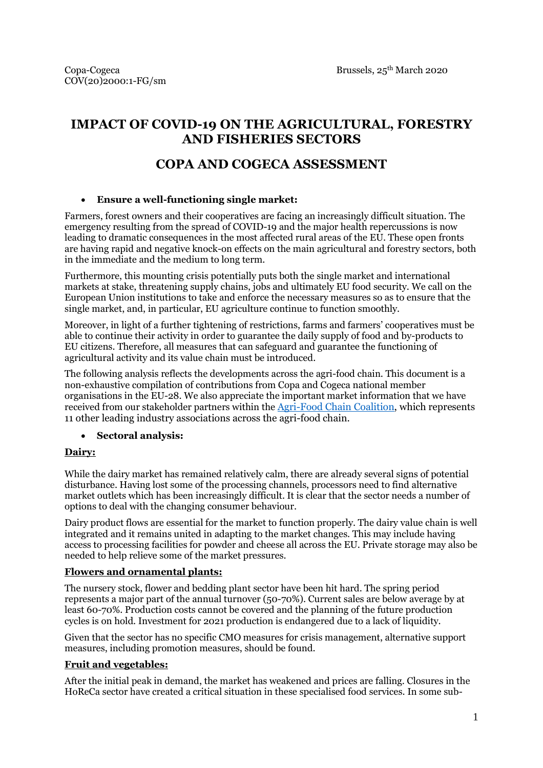Copa-Cogeca
COV(20)2000:1-FG/sm

Brussels, 25th March 2020

# IMPACT OF COVID-19 ON THE AGRICULTURAL, FORESTRY AND FISHERIES SECTORS

# COPA AND COGECA ASSESSMENT

- **Ensure a well-functioning single market:**

Farmers, forest owners and their cooperatives are facing an increasingly difficult situation. The emergency resulting from the spread of COVID-19 and the major health repercussions is now leading to dramatic consequences in the most affected rural areas of the EU. These open fronts are having rapid and negative knock-on effects on the main agricultural and forestry sectors, both in the immediate and the medium to long term.

Furthermore, this mounting crisis potentially puts both the single market and international markets at stake, threatening supply chains, jobs and ultimately EU food security. We call on the European Union institutions to take and enforce the necessary measures so as to ensure that the single market, and, in particular, EU agriculture continue to function smoothly.

Moreover, in light of a further tightening of restrictions, farms and farmers' cooperatives must be able to continue their activity in order to guarantee the daily supply of food and by-products to EU citizens. Therefore, all measures that can safeguard and guarantee the functioning of agricultural activity and its value chain must be introduced.

The following analysis reflects the developments across the agri-food chain. This document is a non-exhaustive compilation of contributions from Copa and Cogeca national member organisations in the EU-28. We also appreciate the important market information that we have received from our stakeholder partners within the Agri-Food Chain Coalition, which represents 11 other leading industry associations across the agri-food chain.

- **Sectoral analysis:**

**Dairy:**

While the dairy market has remained relatively calm, there are already several signs of potential disturbance. Having lost some of the processing channels, processors need to find alternative market outlets which has been increasingly difficult. It is clear that the sector needs a number of options to deal with the changing consumer behaviour.

Dairy product flows are essential for the market to function properly. The dairy value chain is well integrated and it remains united in adapting to the market changes. This may include having access to processing facilities for powder and cheese all across the EU. Private storage may also be needed to help relieve some of the market pressures.

**Flowers and ornamental plants:**

The nursery stock, flower and bedding plant sector have been hit hard. The spring period represents a major part of the annual turnover (50-70%). Current sales are below average by at least 60-70%. Production costs cannot be covered and the planning of the future production cycles is on hold. Investment for 2021 production is endangered due to a lack of liquidity.

Given that the sector has no specific CMO measures for crisis management, alternative support measures, including promotion measures, should be found.

**Fruit and vegetables:**

After the initial peak in demand, the market has weakened and prices are falling. Closures in the HoReCa sector have created a critical situation in these specialised food services. In some sub-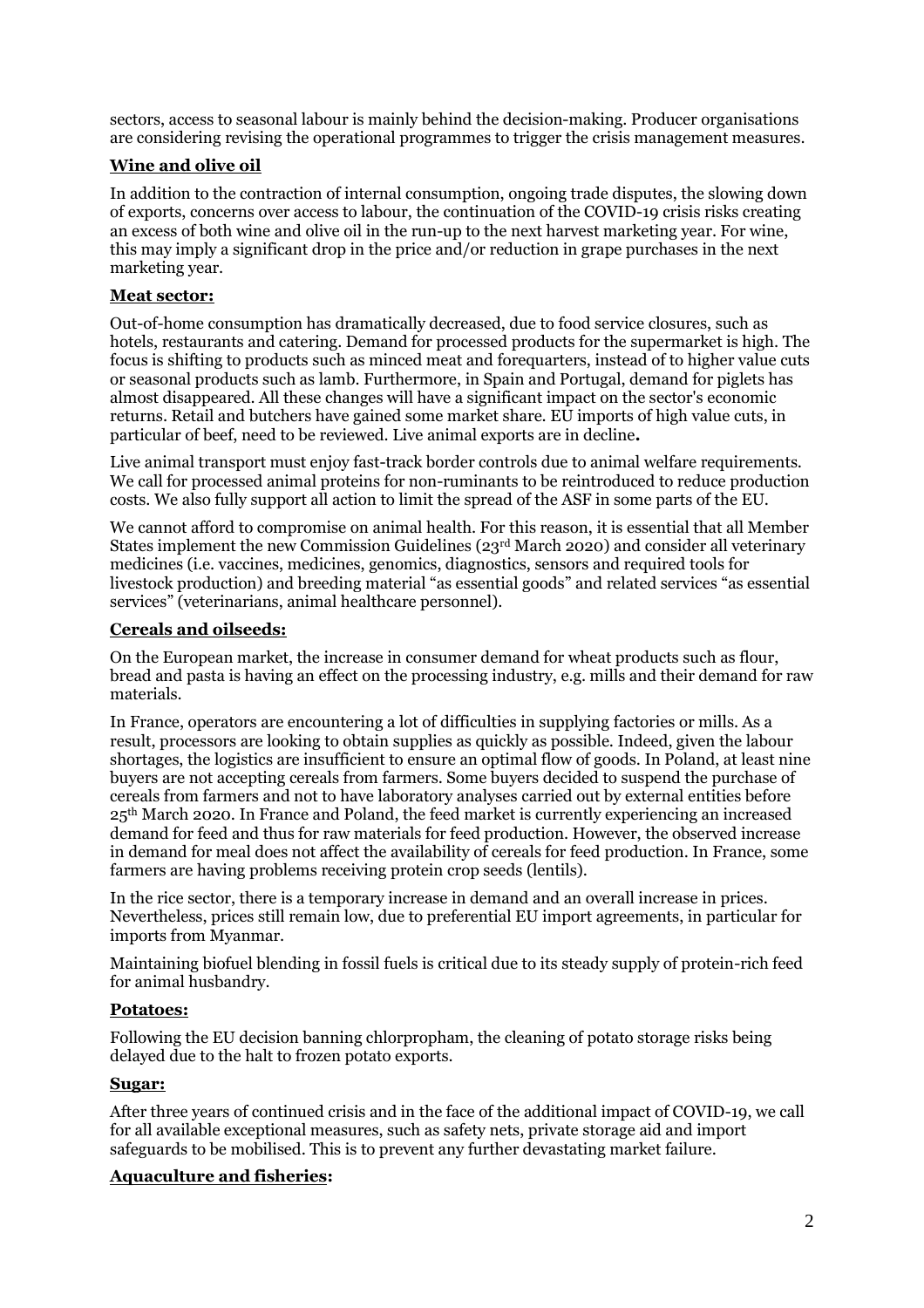sectors, access to seasonal labour is mainly behind the decision-making. Producer organisations are considering revising the operational programmes to trigger the crisis management measures.

**Wine and olive oil**

In addition to the contraction of internal consumption, ongoing trade disputes, the slowing down of exports, concerns over access to labour, the continuation of the COVID-19 crisis risks creating an excess of both wine and olive oil in the run-up to the next harvest marketing year. For wine, this may imply a significant drop in the price and/or reduction in grape purchases in the next marketing year.

**Meat sector:**

Out-of-home consumption has dramatically decreased, due to food service closures, such as hotels, restaurants and catering. Demand for processed products for the supermarket is high. The focus is shifting to products such as minced meat and forequarters, instead of to higher value cuts or seasonal products such as lamb. Furthermore, in Spain and Portugal, demand for piglets has almost disappeared. All these changes will have a significant impact on the sector's economic returns. Retail and butchers have gained some market share. EU imports of high value cuts, in particular of beef, need to be reviewed. Live animal exports are in decline**.**

Live animal transport must enjoy fast-track border controls due to animal welfare requirements. We call for processed animal proteins for non-ruminants to be reintroduced to reduce production costs. We also fully support all action to limit the spread of the ASF in some parts of the EU.

We cannot afford to compromise on animal health. For this reason, it is essential that all Member States implement the new Commission Guidelines (23rd March 2020) and consider all veterinary medicines (i.e. vaccines, medicines, genomics, diagnostics, sensors and required tools for livestock production) and breeding material "as essential goods" and related services "as essential services" (veterinarians, animal healthcare personnel).

**Cereals and oilseeds:**

On the European market, the increase in consumer demand for wheat products such as flour, bread and pasta is having an effect on the processing industry, e.g. mills and their demand for raw materials.

In France, operators are encountering a lot of difficulties in supplying factories or mills. As a result, processors are looking to obtain supplies as quickly as possible. Indeed, given the labour shortages, the logistics are insufficient to ensure an optimal flow of goods. In Poland, at least nine buyers are not accepting cereals from farmers. Some buyers decided to suspend the purchase of cereals from farmers and not to have laboratory analyses carried out by external entities before 25th March 2020. In France and Poland, the feed market is currently experiencing an increased demand for feed and thus for raw materials for feed production. However, the observed increase in demand for meal does not affect the availability of cereals for feed production. In France, some farmers are having problems receiving protein crop seeds (lentils).

In the rice sector, there is a temporary increase in demand and an overall increase in prices. Nevertheless, prices still remain low, due to preferential EU import agreements, in particular for imports from Myanmar.

Maintaining biofuel blending in fossil fuels is critical due to its steady supply of protein-rich feed for animal husbandry.

**Potatoes:**

Following the EU decision banning chlorpropham, the cleaning of potato storage risks being delayed due to the halt to frozen potato exports.

**Sugar:**

After three years of continued crisis and in the face of the additional impact of COVID-19, we call for all available exceptional measures, such as safety nets, private storage aid and import safeguards to be mobilised. This is to prevent any further devastating market failure.

**Aquaculture and fisheries:**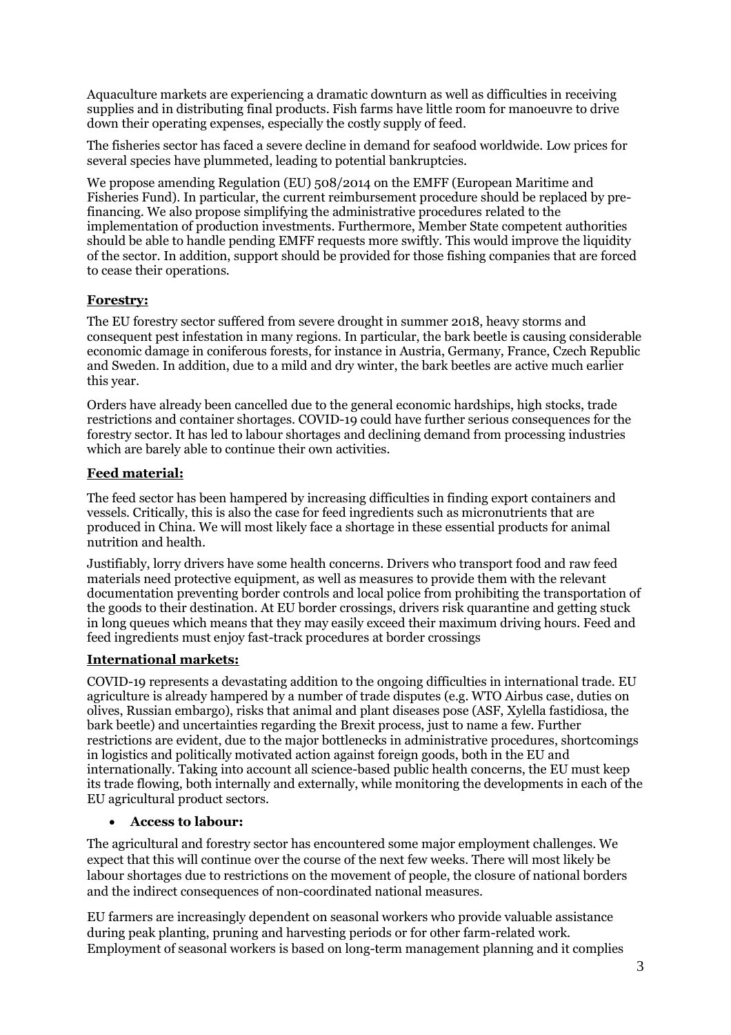Aquaculture markets are experiencing a dramatic downturn as well as difficulties in receiving supplies and in distributing final products. Fish farms have little room for manoeuvre to drive down their operating expenses, especially the costly supply of feed.

The fisheries sector has faced a severe decline in demand for seafood worldwide. Low prices for several species have plummeted, leading to potential bankruptcies.

We propose amending Regulation (EU) 508/2014 on the EMFF (European Maritime and Fisheries Fund). In particular, the current reimbursement procedure should be replaced by pre-financing. We also propose simplifying the administrative procedures related to the implementation of production investments. Furthermore, Member State competent authorities should be able to handle pending EMFF requests more swiftly. This would improve the liquidity of the sector. In addition, support should be provided for those fishing companies that are forced to cease their operations.

**Forestry:**

The EU forestry sector suffered from severe drought in summer 2018, heavy storms and consequent pest infestation in many regions. In particular, the bark beetle is causing considerable economic damage in coniferous forests, for instance in Austria, Germany, France, Czech Republic and Sweden. In addition, due to a mild and dry winter, the bark beetles are active much earlier this year.

Orders have already been cancelled due to the general economic hardships, high stocks, trade restrictions and container shortages. COVID-19 could have further serious consequences for the forestry sector. It has led to labour shortages and declining demand from processing industries which are barely able to continue their own activities.

**Feed material:**

The feed sector has been hampered by increasing difficulties in finding export containers and vessels. Critically, this is also the case for feed ingredients such as micronutrients that are produced in China. We will most likely face a shortage in these essential products for animal nutrition and health.

Justifiably, lorry drivers have some health concerns. Drivers who transport food and raw feed materials need protective equipment, as well as measures to provide them with the relevant documentation preventing border controls and local police from prohibiting the transportation of the goods to their destination. At EU border crossings, drivers risk quarantine and getting stuck in long queues which means that they may easily exceed their maximum driving hours. Feed and feed ingredients must enjoy fast-track procedures at border crossings

**International markets:**

COVID-19 represents a devastating addition to the ongoing difficulties in international trade. EU agriculture is already hampered by a number of trade disputes (e.g. WTO Airbus case, duties on olives, Russian embargo), risks that animal and plant diseases pose (ASF, Xylella fastidiosa, the bark beetle) and uncertainties regarding the Brexit process, just to name a few. Further restrictions are evident, due to the major bottlenecks in administrative procedures, shortcomings in logistics and politically motivated action against foreign goods, both in the EU and internationally. Taking into account all science-based public health concerns, the EU must keep its trade flowing, both internally and externally, while monitoring the developments in each of the EU agricultural product sectors.

- **Access to labour:**

The agricultural and forestry sector has encountered some major employment challenges. We expect that this will continue over the course of the next few weeks. There will most likely be labour shortages due to restrictions on the movement of people, the closure of national borders and the indirect consequences of non-coordinated national measures.

EU farmers are increasingly dependent on seasonal workers who provide valuable assistance during peak planting, pruning and harvesting periods or for other farm-related work. Employment of seasonal workers is based on long-term management planning and it complies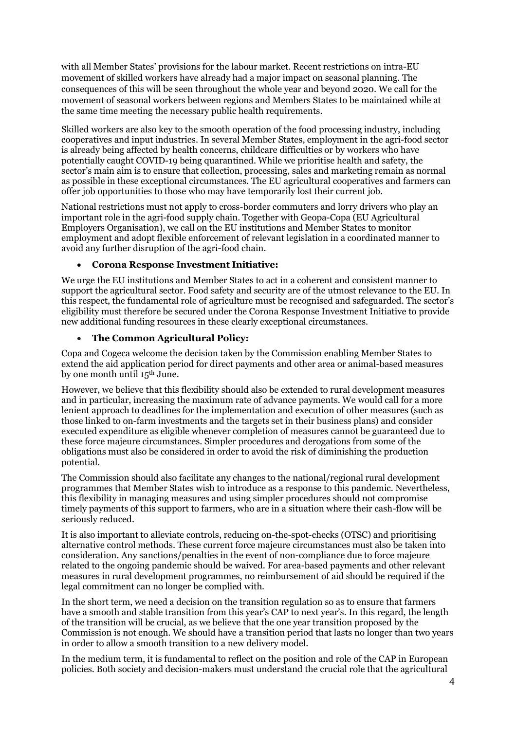with all Member States' provisions for the labour market. Recent restrictions on intra-EU movement of skilled workers have already had a major impact on seasonal planning. The consequences of this will be seen throughout the whole year and beyond 2020. We call for the movement of seasonal workers between regions and Members States to be maintained while at the same time meeting the necessary public health requirements.

Skilled workers are also key to the smooth operation of the food processing industry, including cooperatives and input industries. In several Member States, employment in the agri-food sector is already being affected by health concerns, childcare difficulties or by workers who have potentially caught COVID-19 being quarantined. While we prioritise health and safety, the sector's main aim is to ensure that collection, processing, sales and marketing remain as normal as possible in these exceptional circumstances. The EU agricultural cooperatives and farmers can offer job opportunities to those who may have temporarily lost their current job.

National restrictions must not apply to cross-border commuters and lorry drivers who play an important role in the agri-food supply chain. Together with Geopa-Copa (EU Agricultural Employers Organisation), we call on the EU institutions and Member States to monitor employment and adopt flexible enforcement of relevant legislation in a coordinated manner to avoid any further disruption of the agri-food chain.

- **Corona Response Investment Initiative:**

We urge the EU institutions and Member States to act in a coherent and consistent manner to support the agricultural sector. Food safety and security are of the utmost relevance to the EU. In this respect, the fundamental role of agriculture must be recognised and safeguarded. The sector's eligibility must therefore be secured under the Corona Response Investment Initiative to provide new additional funding resources in these clearly exceptional circumstances.

- **The Common Agricultural Policy:**

Copa and Cogeca welcome the decision taken by the Commission enabling Member States to extend the aid application period for direct payments and other area or animal-based measures by one month until 15th June.

However, we believe that this flexibility should also be extended to rural development measures and in particular, increasing the maximum rate of advance payments. We would call for a more lenient approach to deadlines for the implementation and execution of other measures (such as those linked to on-farm investments and the targets set in their business plans) and consider executed expenditure as eligible whenever completion of measures cannot be guaranteed due to these force majeure circumstances. Simpler procedures and derogations from some of the obligations must also be considered in order to avoid the risk of diminishing the production potential.

The Commission should also facilitate any changes to the national/regional rural development programmes that Member States wish to introduce as a response to this pandemic. Nevertheless, this flexibility in managing measures and using simpler procedures should not compromise timely payments of this support to farmers, who are in a situation where their cash-flow will be seriously reduced.

It is also important to alleviate controls, reducing on-the-spot-checks (OTSC) and prioritising alternative control methods. These current force majeure circumstances must also be taken into consideration. Any sanctions/penalties in the event of non-compliance due to force majeure related to the ongoing pandemic should be waived. For area-based payments and other relevant measures in rural development programmes, no reimbursement of aid should be required if the legal commitment can no longer be complied with.

In the short term, we need a decision on the transition regulation so as to ensure that farmers have a smooth and stable transition from this year's CAP to next year's. In this regard, the length of the transition will be crucial, as we believe that the one year transition proposed by the Commission is not enough. We should have a transition period that lasts no longer than two years in order to allow a smooth transition to a new delivery model.

In the medium term, it is fundamental to reflect on the position and role of the CAP in European policies. Both society and decision-makers must understand the crucial role that the agricultural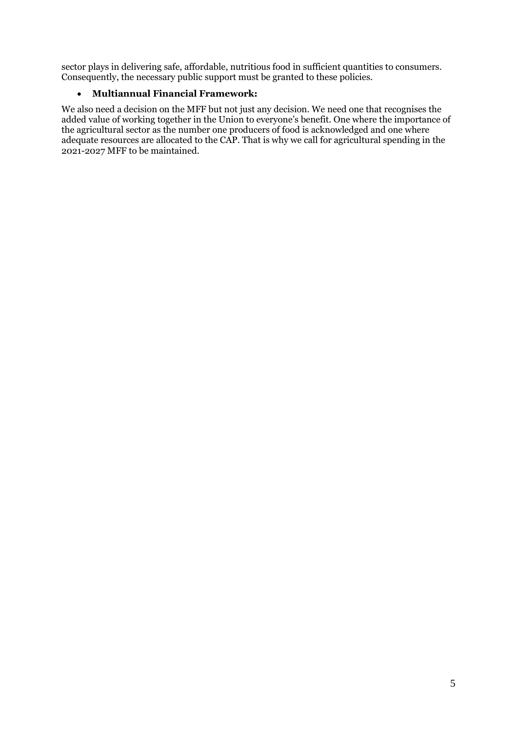sector plays in delivering safe, affordable, nutritious food in sufficient quantities to consumers. Consequently, the necessary public support must be granted to these policies.

- **Multiannual Financial Framework:**

We also need a decision on the MFF but not just any decision. We need one that recognises the added value of working together in the Union to everyone's benefit. One where the importance of the agricultural sector as the number one producers of food is acknowledged and one where adequate resources are allocated to the CAP. That is why we call for agricultural spending in the 2021-2027 MFF to be maintained.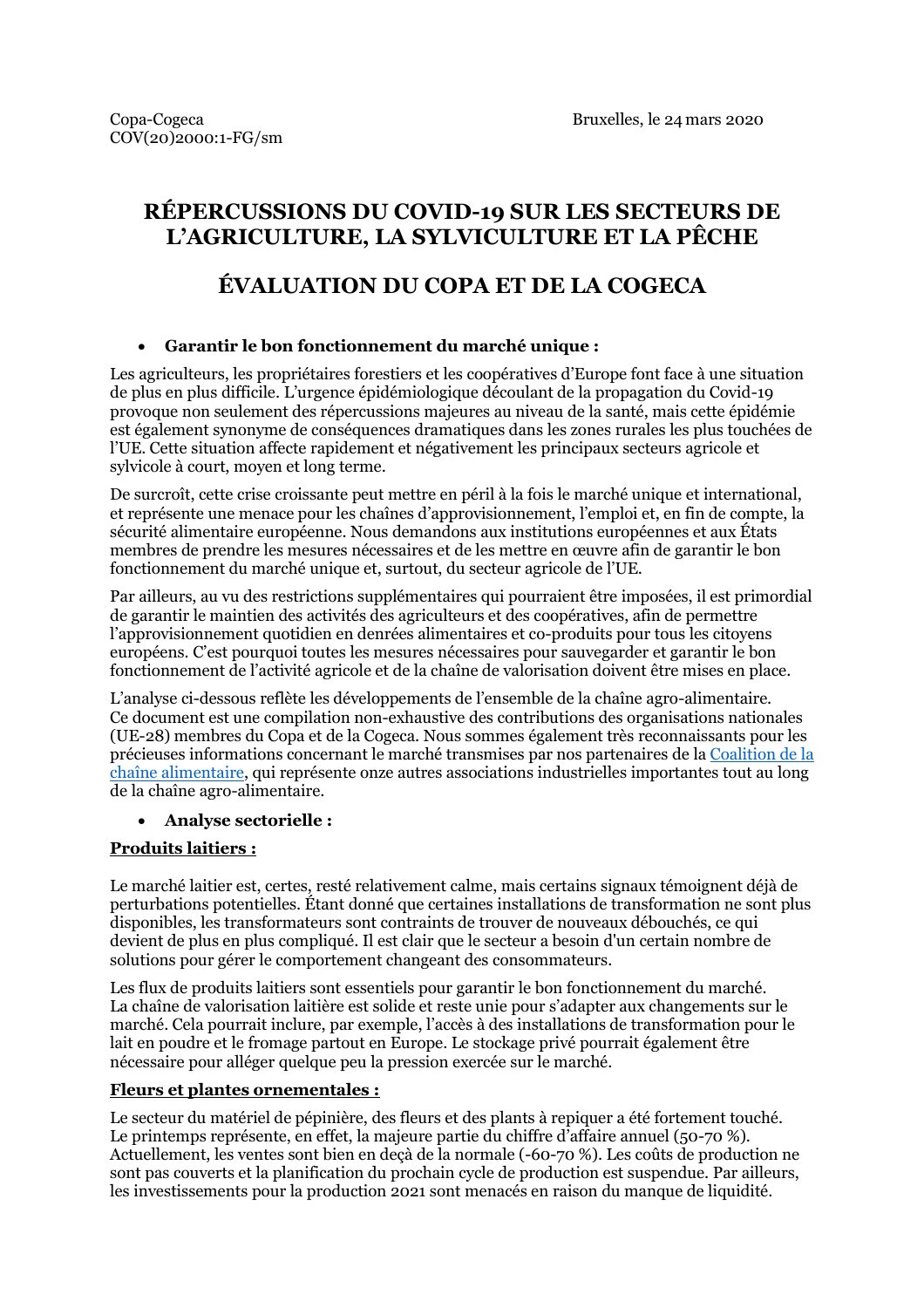Copa-Cogeca
COV(20)2000:1-FG/sm

Bruxelles, le 24 mars 2020

# RÉPERCUSSIONS DU COVID-19 SUR LES SECTEURS DE L'AGRICULTURE, LA SYLVICULTURE ET LA PÊCHE

# ÉVALUATION DU COPA ET DE LA COGECA

- **Garantir le bon fonctionnement du marché unique :**

Les agriculteurs, les propriétaires forestiers et les coopératives d'Europe font face à une situation de plus en plus difficile. L'urgence épidémiologique découlant de la propagation du Covid-19 provoque non seulement des répercussions majeures au niveau de la santé, mais cette épidémie est également synonyme de conséquences dramatiques dans les zones rurales les plus touchées de l'UE. Cette situation affecte rapidement et négativement les principaux secteurs agricole et sylvicole à court, moyen et long terme.

De surcroît, cette crise croissante peut mettre en péril à la fois le marché unique et international, et représente une menace pour les chaînes d'approvisionnement, l'emploi et, en fin de compte, la sécurité alimentaire européenne. Nous demandons aux institutions européennes et aux États membres de prendre les mesures nécessaires et de les mettre en œuvre afin de garantir le bon fonctionnement du marché unique et, surtout, du secteur agricole de l'UE.

Par ailleurs, au vu des restrictions supplémentaires qui pourraient être imposées, il est primordial de garantir le maintien des activités des agriculteurs et des coopératives, afin de permettre l'approvisionnement quotidien en denrées alimentaires et co-produits pour tous les citoyens européens. C'est pourquoi toutes les mesures nécessaires pour sauvegarder et garantir le bon fonctionnement de l'activité agricole et de la chaîne de valorisation doivent être mises en place.

L'analyse ci-dessous reflète les développements de l'ensemble de la chaîne agro-alimentaire. Ce document est une compilation non-exhaustive des contributions des organisations nationales (UE-28) membres du Copa et de la Cogeca. Nous sommes également très reconnaissants pour les précieuses informations concernant le marché transmises par nos partenaires de la Coalition de la chaîne alimentaire, qui représente onze autres associations industrielles importantes tout au long de la chaîne agro-alimentaire.

- **Analyse sectorielle :**

**Produits laitiers :**

Le marché laitier est, certes, resté relativement calme, mais certains signaux témoignent déjà de perturbations potentielles. Étant donné que certaines installations de transformation ne sont plus disponibles, les transformateurs sont contraints de trouver de nouveaux débouchés, ce qui devient de plus en plus compliqué. Il est clair que le secteur a besoin d'un certain nombre de solutions pour gérer le comportement changeant des consommateurs.

Les flux de produits laitiers sont essentiels pour garantir le bon fonctionnement du marché. La chaîne de valorisation laitière est solide et reste unie pour s'adapter aux changements sur le marché. Cela pourrait inclure, par exemple, l'accès à des installations de transformation pour le lait en poudre et le fromage partout en Europe. Le stockage privé pourrait également être nécessaire pour alléger quelque peu la pression exercée sur le marché.

**Fleurs et plantes ornementales :**

Le secteur du matériel de pépinière, des fleurs et des plants à repiquer a été fortement touché. Le printemps représente, en effet, la majeure partie du chiffre d'affaire annuel (50-70 %). Actuellement, les ventes sont bien en deçà de la normale (-60-70 %). Les coûts de production ne sont pas couverts et la planification du prochain cycle de production est suspendue. Par ailleurs, les investissements pour la production 2021 sont menacés en raison du manque de liquidité.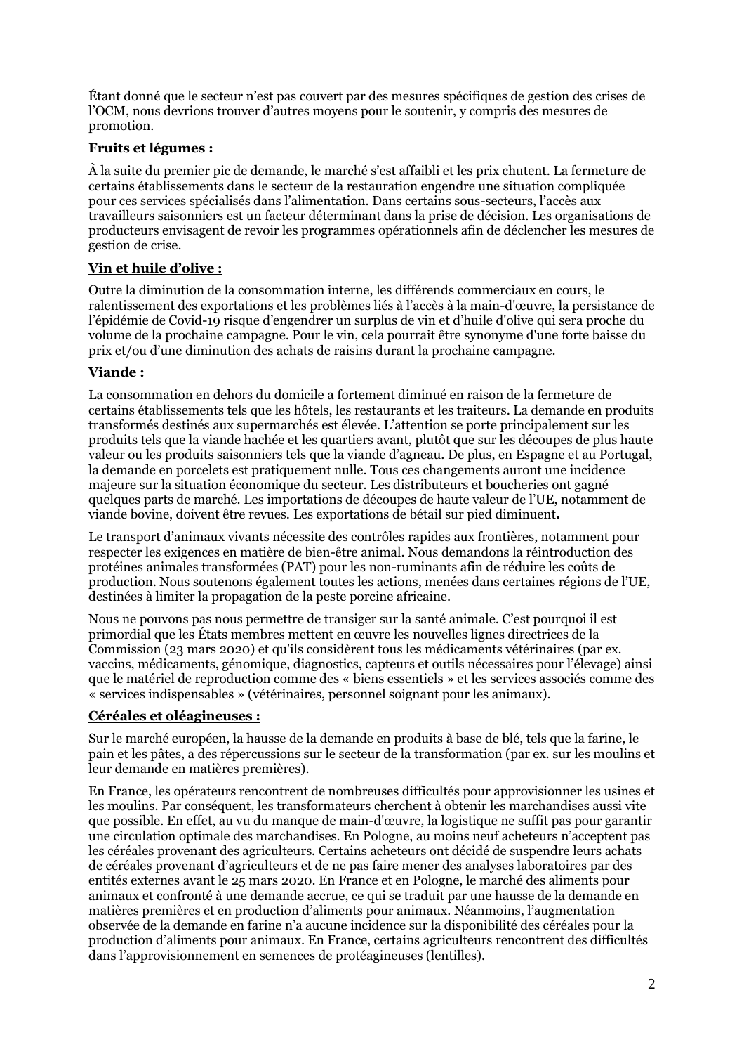Étant donné que le secteur n'est pas couvert par des mesures spécifiques de gestion des crises de l'OCM, nous devrions trouver d'autres moyens pour le soutenir, y compris des mesures de promotion.

**Fruits et légumes :**

À la suite du premier pic de demande, le marché s'est affaibli et les prix chutent. La fermeture de certains établissements dans le secteur de la restauration engendre une situation compliquée pour ces services spécialisés dans l'alimentation. Dans certains sous-secteurs, l'accès aux travailleurs saisonniers est un facteur déterminant dans la prise de décision. Les organisations de producteurs envisagent de revoir les programmes opérationnels afin de déclencher les mesures de gestion de crise.

**Vin et huile d'olive :**

Outre la diminution de la consommation interne, les différends commerciaux en cours, le ralentissement des exportations et les problèmes liés à l'accès à la main-d'œuvre, la persistance de l'épidémie de Covid-19 risque d'engendrer un surplus de vin et d'huile d'olive qui sera proche du volume de la prochaine campagne. Pour le vin, cela pourrait être synonyme d'une forte baisse du prix et/ou d'une diminution des achats de raisins durant la prochaine campagne.

**Viande :**

La consommation en dehors du domicile a fortement diminué en raison de la fermeture de certains établissements tels que les hôtels, les restaurants et les traiteurs. La demande en produits transformés destinés aux supermarchés est élevée. L'attention se porte principalement sur les produits tels que la viande hachée et les quartiers avant, plutôt que sur les découpes de plus haute valeur ou les produits saisonniers tels que la viande d'agneau. De plus, en Espagne et au Portugal, la demande en porcelets est pratiquement nulle. Tous ces changements auront une incidence majeure sur la situation économique du secteur. Les distributeurs et boucheries ont gagné quelques parts de marché. Les importations de découpes de haute valeur de l'UE, notamment de viande bovine, doivent être revues. Les exportations de bétail sur pied diminuent**.**

Le transport d'animaux vivants nécessite des contrôles rapides aux frontières, notamment pour respecter les exigences en matière de bien-être animal. Nous demandons la réintroduction des protéines animales transformées (PAT) pour les non-ruminants afin de réduire les coûts de production. Nous soutenons également toutes les actions, menées dans certaines régions de l'UE, destinées à limiter la propagation de la peste porcine africaine.

Nous ne pouvons pas nous permettre de transiger sur la santé animale. C'est pourquoi il est primordial que les États membres mettent en œuvre les nouvelles lignes directrices de la Commission (23 mars 2020) et qu'ils considèrent tous les médicaments vétérinaires (par ex. vaccins, médicaments, génomique, diagnostics, capteurs et outils nécessaires pour l'élevage) ainsi que le matériel de reproduction comme des « biens essentiels » et les services associés comme des « services indispensables » (vétérinaires, personnel soignant pour les animaux).

**Céréales et oléagineuses :**

Sur le marché européen, la hausse de la demande en produits à base de blé, tels que la farine, le pain et les pâtes, a des répercussions sur le secteur de la transformation (par ex. sur les moulins et leur demande en matières premières).

En France, les opérateurs rencontrent de nombreuses difficultés pour approvisionner les usines et les moulins. Par conséquent, les transformateurs cherchent à obtenir les marchandises aussi vite que possible. En effet, au vu du manque de main-d'œuvre, la logistique ne suffit pas pour garantir une circulation optimale des marchandises. En Pologne, au moins neuf acheteurs n'acceptent pas les céréales provenant des agriculteurs. Certains acheteurs ont décidé de suspendre leurs achats de céréales provenant d'agriculteurs et de ne pas faire mener des analyses laboratoires par des entités externes avant le 25 mars 2020. En France et en Pologne, le marché des aliments pour animaux et confronté à une demande accrue, ce qui se traduit par une hausse de la demande en matières premières et en production d'aliments pour animaux. Néanmoins, l'augmentation observée de la demande en farine n'a aucune incidence sur la disponibilité des céréales pour la production d'aliments pour animaux. En France, certains agriculteurs rencontrent des difficultés dans l'approvisionnement en semences de protéagineuses (lentilles).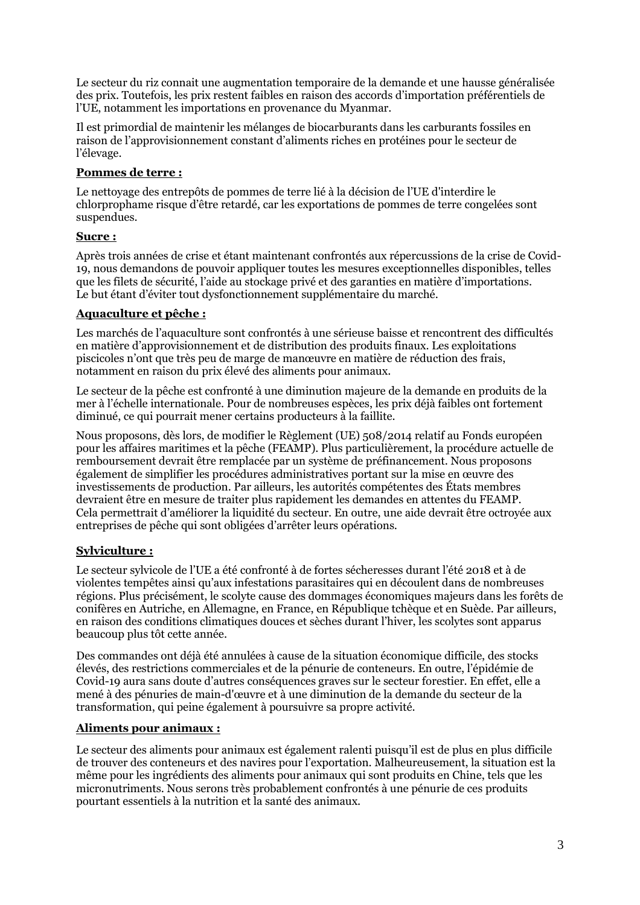Le secteur du riz connait une augmentation temporaire de la demande et une hausse généralisée des prix. Toutefois, les prix restent faibles en raison des accords d'importation préférentiels de l'UE, notamment les importations en provenance du Myanmar.

Il est primordial de maintenir les mélanges de biocarburants dans les carburants fossiles en raison de l'approvisionnement constant d'aliments riches en protéines pour le secteur de l'élevage.

**Pommes de terre :**

Le nettoyage des entrepôts de pommes de terre lié à la décision de l'UE d'interdire le chlorprophame risque d'être retardé, car les exportations de pommes de terre congelées sont suspendues.

**Sucre :**

Après trois années de crise et étant maintenant confrontés aux répercussions de la crise de Covid-19, nous demandons de pouvoir appliquer toutes les mesures exceptionnelles disponibles, telles que les filets de sécurité, l'aide au stockage privé et des garanties en matière d'importations. Le but étant d'éviter tout dysfonctionnement supplémentaire du marché.

**Aquaculture et pêche :**

Les marchés de l'aquaculture sont confrontés à une sérieuse baisse et rencontrent des difficultés en matière d'approvisionnement et de distribution des produits finaux. Les exploitations piscicoles n'ont que très peu de marge de manœuvre en matière de réduction des frais, notamment en raison du prix élevé des aliments pour animaux.

Le secteur de la pêche est confronté à une diminution majeure de la demande en produits de la mer à l'échelle internationale. Pour de nombreuses espèces, les prix déjà faibles ont fortement diminué, ce qui pourrait mener certains producteurs à la faillite.

Nous proposons, dès lors, de modifier le Règlement (UE) 508/2014 relatif au Fonds européen pour les affaires maritimes et la pêche (FEAMP). Plus particulièrement, la procédure actuelle de remboursement devrait être remplacée par un système de préfinancement. Nous proposons également de simplifier les procédures administratives portant sur la mise en œuvre des investissements de production. Par ailleurs, les autorités compétentes des États membres devraient être en mesure de traiter plus rapidement les demandes en attentes du FEAMP. Cela permettrait d'améliorer la liquidité du secteur. En outre, une aide devrait être octroyée aux entreprises de pêche qui sont obligées d'arrêter leurs opérations.

**Sylviculture :**

Le secteur sylvicole de l'UE a été confronté à de fortes sécheresses durant l'été 2018 et à de violentes tempêtes ainsi qu'aux infestations parasitaires qui en découlent dans de nombreuses régions. Plus précisément, le scolyte cause des dommages économiques majeurs dans les forêts de conifères en Autriche, en Allemagne, en France, en République tchèque et en Suède. Par ailleurs, en raison des conditions climatiques douces et sèches durant l'hiver, les scolytes sont apparus beaucoup plus tôt cette année.

Des commandes ont déjà été annulées à cause de la situation économique difficile, des stocks élevés, des restrictions commerciales et de la pénurie de conteneurs. En outre, l'épidémie de Covid-19 aura sans doute d'autres conséquences graves sur le secteur forestier. En effet, elle a mené à des pénuries de main-d'œuvre et à une diminution de la demande du secteur de la transformation, qui peine également à poursuivre sa propre activité.

**Aliments pour animaux :**

Le secteur des aliments pour animaux est également ralenti puisqu'il est de plus en plus difficile de trouver des conteneurs et des navires pour l'exportation. Malheureusement, la situation est la même pour les ingrédients des aliments pour animaux qui sont produits en Chine, tels que les micronutriments. Nous serons très probablement confrontés à une pénurie de ces produits pourtant essentiels à la nutrition et la santé des animaux.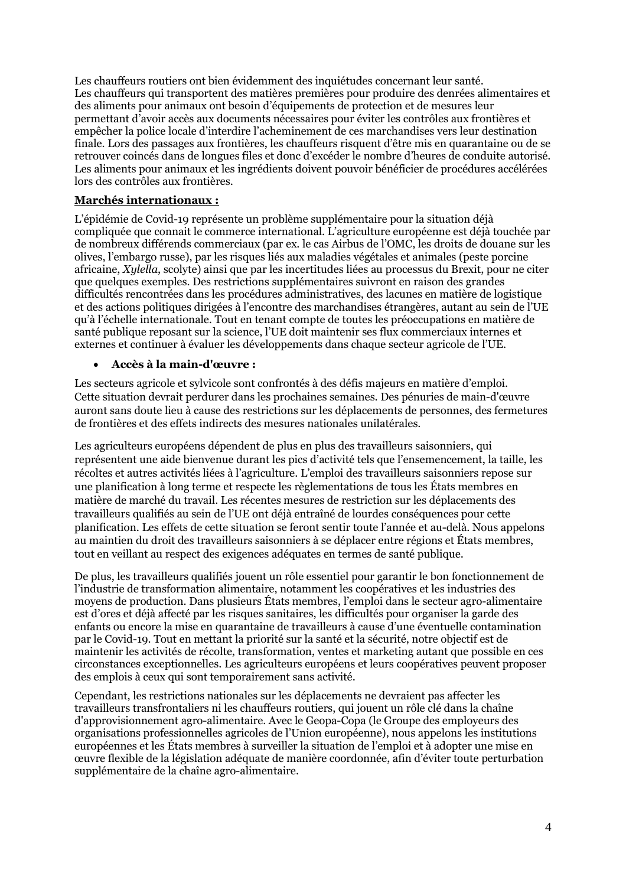Les chauffeurs routiers ont bien évidemment des inquiétudes concernant leur santé. Les chauffeurs qui transportent des matières premières pour produire des denrées alimentaires et des aliments pour animaux ont besoin d'équipements de protection et de mesures leur permettant d'avoir accès aux documents nécessaires pour éviter les contrôles aux frontières et empêcher la police locale d'interdire l'acheminement de ces marchandises vers leur destination finale. Lors des passages aux frontières, les chauffeurs risquent d'être mis en quarantaine ou de se retrouver coincés dans de longues files et donc d'excéder le nombre d'heures de conduite autorisé. Les aliments pour animaux et les ingrédients doivent pouvoir bénéficier de procédures accélérées lors des contrôles aux frontières.

**Marchés internationaux :**

L'épidémie de Covid-19 représente un problème supplémentaire pour la situation déjà compliquée que connait le commerce international. L'agriculture européenne est déjà touchée par de nombreux différends commerciaux (par ex. le cas Airbus de l'OMC, les droits de douane sur les olives, l'embargo russe), par les risques liés aux maladies végétales et animales (peste porcine africaine, *Xylella*, scolyte) ainsi que par les incertitudes liées au processus du Brexit, pour ne citer que quelques exemples. Des restrictions supplémentaires suivront en raison des grandes difficultés rencontrées dans les procédures administratives, des lacunes en matière de logistique et des actions politiques dirigées à l'encontre des marchandises étrangères, autant au sein de l'UE qu'à l'échelle internationale. Tout en tenant compte de toutes les préoccupations en matière de santé publique reposant sur la science, l'UE doit maintenir ses flux commerciaux internes et externes et continuer à évaluer les développements dans chaque secteur agricole de l'UE.

- **Accès à la main-d'œuvre :**

Les secteurs agricole et sylvicole sont confrontés à des défis majeurs en matière d'emploi. Cette situation devrait perdurer dans les prochaines semaines. Des pénuries de main-d'œuvre auront sans doute lieu à cause des restrictions sur les déplacements de personnes, des fermetures de frontières et des effets indirects des mesures nationales unilatérales.

Les agriculteurs européens dépendent de plus en plus des travailleurs saisonniers, qui représentent une aide bienvenue durant les pics d'activité tels que l'ensemencement, la taille, les récoltes et autres activités liées à l'agriculture. L'emploi des travailleurs saisonniers repose sur une planification à long terme et respecte les règlementations de tous les États membres en matière de marché du travail. Les récentes mesures de restriction sur les déplacements des travailleurs qualifiés au sein de l'UE ont déjà entraîné de lourdes conséquences pour cette planification. Les effets de cette situation se feront sentir toute l'année et au-delà. Nous appelons au maintien du droit des travailleurs saisonniers à se déplacer entre régions et États membres, tout en veillant au respect des exigences adéquates en termes de santé publique.

De plus, les travailleurs qualifiés jouent un rôle essentiel pour garantir le bon fonctionnement de l'industrie de transformation alimentaire, notamment les coopératives et les industries des moyens de production. Dans plusieurs États membres, l'emploi dans le secteur agro-alimentaire est d'ores et déjà affecté par les risques sanitaires, les difficultés pour organiser la garde des enfants ou encore la mise en quarantaine de travailleurs à cause d'une éventuelle contamination par le Covid-19. Tout en mettant la priorité sur la santé et la sécurité, notre objectif est de maintenir les activités de récolte, transformation, ventes et marketing autant que possible en ces circonstances exceptionnelles. Les agriculteurs européens et leurs coopératives peuvent proposer des emplois à ceux qui sont temporairement sans activité.

Cependant, les restrictions nationales sur les déplacements ne devraient pas affecter les travailleurs transfrontaliers ni les chauffeurs routiers, qui jouent un rôle clé dans la chaîne d'approvisionnement agro-alimentaire. Avec le Geopa-Copa (le Groupe des employeurs des organisations professionnelles agricoles de l'Union européenne), nous appelons les institutions européennes et les États membres à surveiller la situation de l'emploi et à adopter une mise en œuvre flexible de la législation adéquate de manière coordonnée, afin d'éviter toute perturbation supplémentaire de la chaîne agro-alimentaire.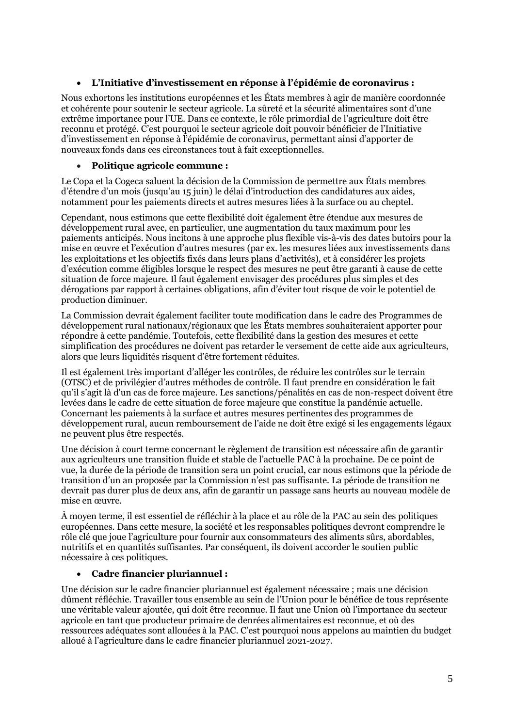- **L'Initiative d'investissement en réponse à l'épidémie de coronavirus :**

Nous exhortons les institutions européennes et les États membres à agir de manière coordonnée et cohérente pour soutenir le secteur agricole. La sûreté et la sécurité alimentaires sont d'une extrême importance pour l'UE. Dans ce contexte, le rôle primordial de l'agriculture doit être reconnu et protégé. C'est pourquoi le secteur agricole doit pouvoir bénéficier de l'Initiative d'investissement en réponse à l'épidémie de coronavirus, permettant ainsi d'apporter de nouveaux fonds dans ces circonstances tout à fait exceptionnelles.

- **Politique agricole commune :**

Le Copa et la Cogeca saluent la décision de la Commission de permettre aux États membres d'étendre d'un mois (jusqu'au 15 juin) le délai d'introduction des candidatures aux aides, notamment pour les paiements directs et autres mesures liées à la surface ou au cheptel.

Cependant, nous estimons que cette flexibilité doit également être étendue aux mesures de développement rural avec, en particulier, une augmentation du taux maximum pour les paiements anticipés. Nous incitons à une approche plus flexible vis-à-vis des dates butoirs pour la mise en œuvre et l'exécution d'autres mesures (par ex. les mesures liées aux investissements dans les exploitations et les objectifs fixés dans leurs plans d'activités), et à considérer les projets d'exécution comme éligibles lorsque le respect des mesures ne peut être garanti à cause de cette situation de force majeure. Il faut également envisager des procédures plus simples et des dérogations par rapport à certaines obligations, afin d'éviter tout risque de voir le potentiel de production diminuer.

La Commission devrait également faciliter toute modification dans le cadre des Programmes de développement rural nationaux/régionaux que les États membres souhaiteraient apporter pour répondre à cette pandémie. Toutefois, cette flexibilité dans la gestion des mesures et cette simplification des procédures ne doivent pas retarder le versement de cette aide aux agriculteurs, alors que leurs liquidités risquent d'être fortement réduites.

Il est également très important d'alléger les contrôles, de réduire les contrôles sur le terrain (OTSC) et de privilégier d'autres méthodes de contrôle. Il faut prendre en considération le fait qu'il s'agit là d'un cas de force majeure. Les sanctions/pénalités en cas de non-respect doivent être levées dans le cadre de cette situation de force majeure que constitue la pandémie actuelle. Concernant les paiements à la surface et autres mesures pertinentes des programmes de développement rural, aucun remboursement de l'aide ne doit être exigé si les engagements légaux ne peuvent plus être respectés.

Une décision à court terme concernant le règlement de transition est nécessaire afin de garantir aux agriculteurs une transition fluide et stable de l'actuelle PAC à la prochaine. De ce point de vue, la durée de la période de transition sera un point crucial, car nous estimons que la période de transition d'un an proposée par la Commission n'est pas suffisante. La période de transition ne devrait pas durer plus de deux ans, afin de garantir un passage sans heurts au nouveau modèle de mise en œuvre.

À moyen terme, il est essentiel de réfléchir à la place et au rôle de la PAC au sein des politiques européennes. Dans cette mesure, la société et les responsables politiques devront comprendre le rôle clé que joue l'agriculture pour fournir aux consommateurs des aliments sûrs, abordables, nutritifs et en quantités suffisantes. Par conséquent, ils doivent accorder le soutien public nécessaire à ces politiques.

- **Cadre financier pluriannuel :**

Une décision sur le cadre financier pluriannuel est également nécessaire ; mais une décision dûment réfléchie. Travailler tous ensemble au sein de l'Union pour le bénéfice de tous représente une véritable valeur ajoutée, qui doit être reconnue. Il faut une Union où l'importance du secteur agricole en tant que producteur primaire de denrées alimentaires est reconnue, et où des ressources adéquates sont allouées à la PAC. C'est pourquoi nous appelons au maintien du budget alloué à l'agriculture dans le cadre financier pluriannuel 2021-2027.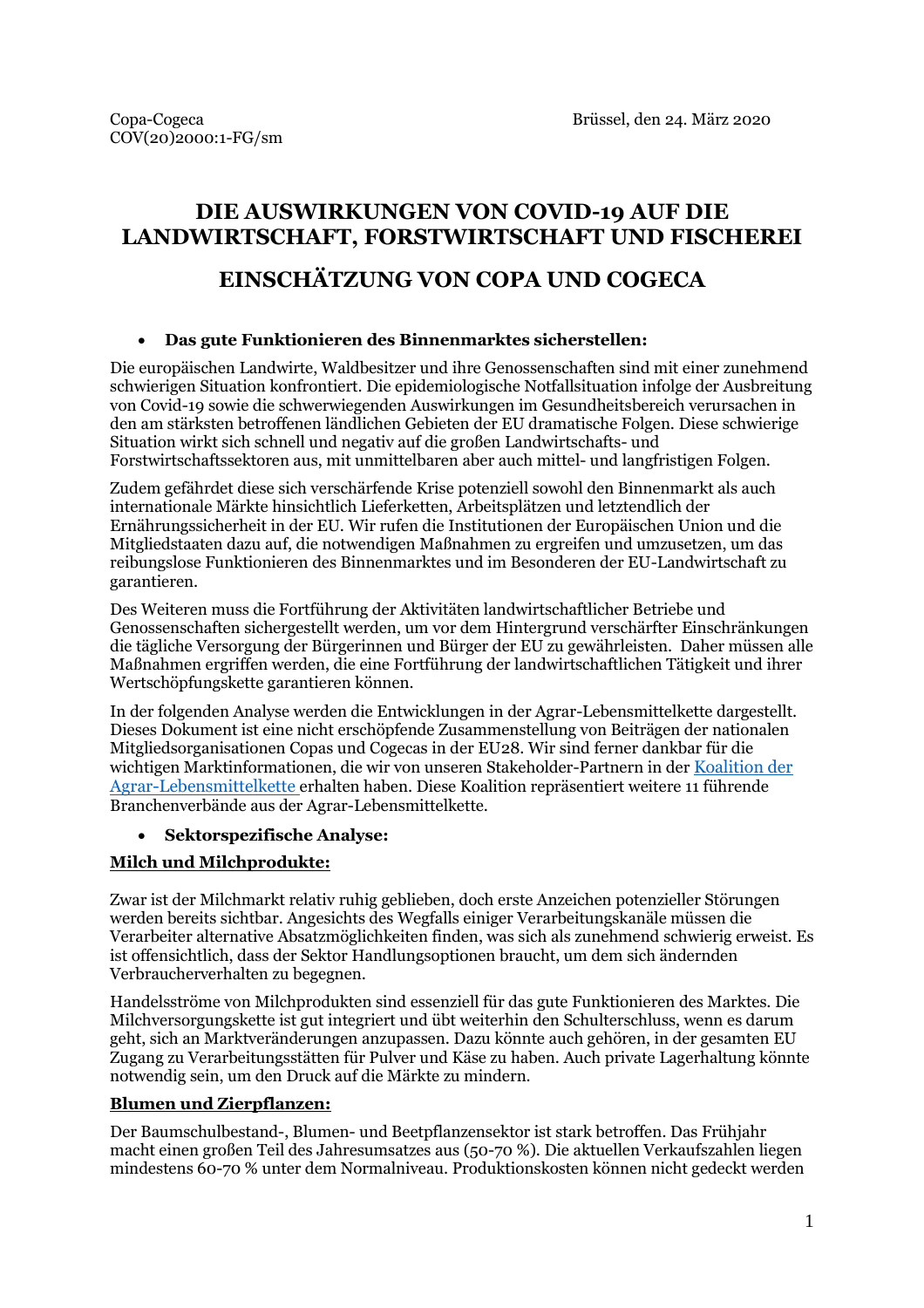Copa-Cogeca
COV(20)2000:1-FG/sm

Brüssel, den 24. März 2020

# DIE AUSWIRKUNGEN VON COVID-19 AUF DIE LANDWIRTSCHAFT, FORSTWIRTSCHAFT UND FISCHEREI

# EINSCHÄTZUNG VON COPA UND COGECA

- **Das gute Funktionieren des Binnenmarktes sicherstellen:**

Die europäischen Landwirte, Waldbesitzer und ihre Genossenschaften sind mit einer zunehmend schwierigen Situation konfrontiert. Die epidemiologische Notfallsituation infolge der Ausbreitung von Covid-19 sowie die schwerwiegenden Auswirkungen im Gesundheitsbereich verursachen in den am stärksten betroffenen ländlichen Gebieten der EU dramatische Folgen. Diese schwierige Situation wirkt sich schnell und negativ auf die großen Landwirtschafts- und Forstwirtschaftssektoren aus, mit unmittelbaren aber auch mittel- und langfristigen Folgen.

Zudem gefährdet diese sich verschärfende Krise potenziell sowohl den Binnenmarkt als auch internationale Märkte hinsichtlich Lieferketten, Arbeitsplätzen und letztendlich der Ernährungssicherheit in der EU. Wir rufen die Institutionen der Europäischen Union und die Mitgliedstaaten dazu auf, die notwendigen Maßnahmen zu ergreifen und umzusetzen, um das reibungslose Funktionieren des Binnenmarktes und im Besonderen der EU-Landwirtschaft zu garantieren.

Des Weiteren muss die Fortführung der Aktivitäten landwirtschaftlicher Betriebe und Genossenschaften sichergestellt werden, um vor dem Hintergrund verschärfter Einschränkungen die tägliche Versorgung der Bürgerinnen und Bürger der EU zu gewährleisten. Daher müssen alle Maßnahmen ergriffen werden, die eine Fortführung der landwirtschaftlichen Tätigkeit und ihrer Wertschöpfungskette garantieren können.

In der folgenden Analyse werden die Entwicklungen in der Agrar-Lebensmittelkette dargestellt. Dieses Dokument ist eine nicht erschöpfende Zusammenstellung von Beiträgen der nationalen Mitgliedsorganisationen Copas und Cogecas in der EU28. Wir sind ferner dankbar für die wichtigen Marktinformationen, die wir von unseren Stakeholder-Partnern in der Koalition der Agrar-Lebensmittelkette erhalten haben. Diese Koalition repräsentiert weitere 11 führende Branchenverbände aus der Agrar-Lebensmittelkette.

- **Sektorspezifische Analyse:**

**Milch und Milchprodukte:**

Zwar ist der Milchmarkt relativ ruhig geblieben, doch erste Anzeichen potenzieller Störungen werden bereits sichtbar. Angesichts des Wegfalls einiger Verarbeitungskanäle müssen die Verarbeiter alternative Absatzmöglichkeiten finden, was sich als zunehmend schwierig erweist. Es ist offensichtlich, dass der Sektor Handlungsoptionen braucht, um dem sich ändernden Verbraucherverhalten zu begegnen.

Handelsströme von Milchprodukten sind essenziell für das gute Funktionieren des Marktes. Die Milchversorgungskette ist gut integriert und übt weiterhin den Schulterschluss, wenn es darum geht, sich an Marktveränderungen anzupassen. Dazu könnte auch gehören, in der gesamten EU Zugang zu Verarbeitungsstätten für Pulver und Käse zu haben. Auch private Lagerhaltung könnte notwendig sein, um den Druck auf die Märkte zu mindern.

**Blumen und Zierpflanzen:**

Der Baumschulbestand-, Blumen- und Beetpflanzensektor ist stark betroffen. Das Frühjahr macht einen großen Teil des Jahresumsatzes aus (50-70 %). Die aktuellen Verkaufszahlen liegen mindestens 60-70 % unter dem Normalniveau. Produktionskosten können nicht gedeckt werden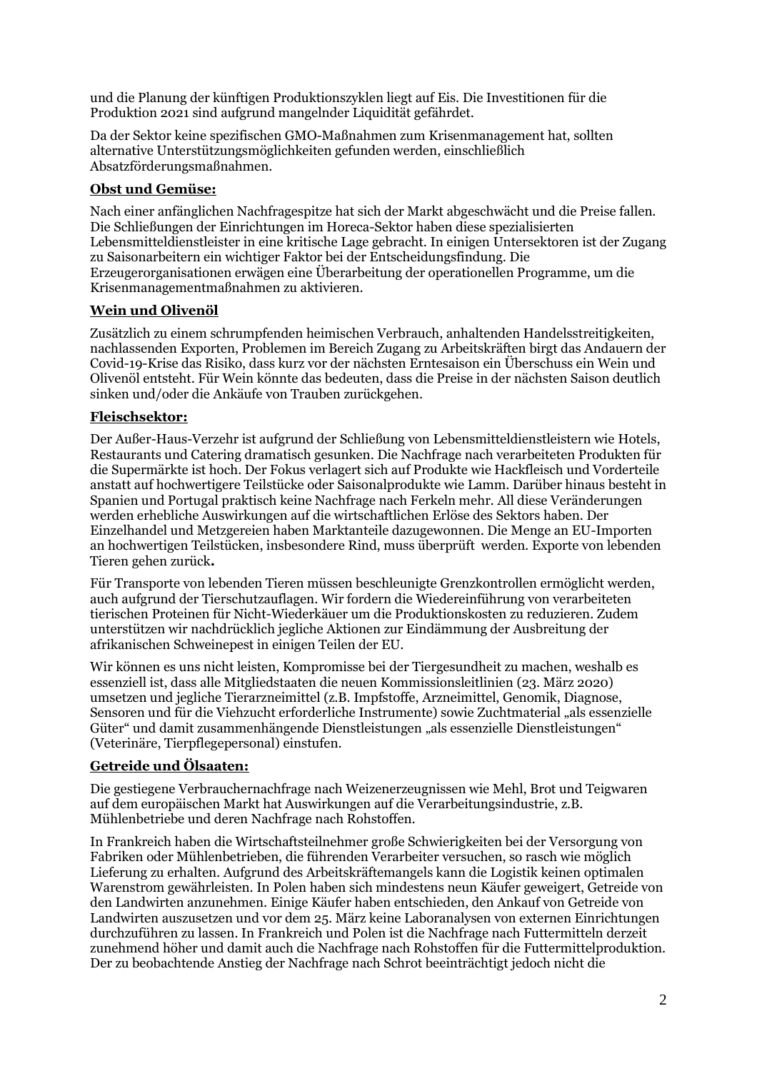und die Planung der künftigen Produktionszyklen liegt auf Eis. Die Investitionen für die Produktion 2021 sind aufgrund mangelnder Liquidität gefährdet.

Da der Sektor keine spezifischen GMO-Maßnahmen zum Krisenmanagement hat, sollten alternative Unterstützungsmöglichkeiten gefunden werden, einschließlich Absatzförderungsmaßnahmen.

**Obst und Gemüse:**

Nach einer anfänglichen Nachfragespitze hat sich der Markt abgeschwächt und die Preise fallen. Die Schließungen der Einrichtungen im Horeca-Sektor haben diese spezialisierten Lebensmitteldienstleister in eine kritische Lage gebracht. In einigen Untersektoren ist der Zugang zu Saisonarbeitern ein wichtiger Faktor bei der Entscheidungsfindung. Die Erzeugerorganisationen erwägen eine Überarbeitung der operationellen Programme, um die Krisenmanagementmaßnahmen zu aktivieren.

**Wein und Olivenöl**

Zusätzlich zu einem schrumpfenden heimischen Verbrauch, anhaltenden Handelsstreitigkeiten, nachlassenden Exporten, Problemen im Bereich Zugang zu Arbeitskräften birgt das Andauern der Covid-19-Krise das Risiko, dass kurz vor der nächsten Erntesaison ein Überschuss ein Wein und Olivenöl entsteht. Für Wein könnte das bedeuten, dass die Preise in der nächsten Saison deutlich sinken und/oder die Ankäufe von Trauben zurückgehen.

**Fleischsektor:**

Der Außer-Haus-Verzehr ist aufgrund der Schließung von Lebensmitteldienstleistern wie Hotels, Restaurants und Catering dramatisch gesunken. Die Nachfrage nach verarbeiteten Produkten für die Supermärkte ist hoch. Der Fokus verlagert sich auf Produkte wie Hackfleisch und Vorderteile anstatt auf hochwertigere Teilstücke oder Saisonalprodukte wie Lamm. Darüber hinaus besteht in Spanien und Portugal praktisch keine Nachfrage nach Ferkeln mehr. All diese Veränderungen werden erhebliche Auswirkungen auf die wirtschaftlichen Erlöse des Sektors haben. Der Einzelhandel und Metzgereien haben Marktanteile dazugewonnen. Die Menge an EU-Importen an hochwertigen Teilstücken, insbesondere Rind, muss überprüft werden. Exporte von lebenden Tieren gehen zurück.

Für Transporte von lebenden Tieren müssen beschleunigte Grenzkontrollen ermöglicht werden, auch aufgrund der Tierschutzauflagen. Wir fordern die Wiedereinführung von verarbeiteten tierischen Proteinen für Nicht-Wiederkäuer um die Produktionskosten zu reduzieren. Zudem unterstützen wir nachdrücklich jegliche Aktionen zur Eindämmung der Ausbreitung der afrikanischen Schweinepest in einigen Teilen der EU.

Wir können es uns nicht leisten, Kompromisse bei der Tiergesundheit zu machen, weshalb es essenziell ist, dass alle Mitgliedstaaten die neuen Kommissionsleitlinien (23. März 2020) umsetzen und jegliche Tierarzneimittel (z.B. Impfstoffe, Arzneimittel, Genomik, Diagnose, Sensoren und für die Viehzucht erforderliche Instrumente) sowie Zuchtmaterial „als essenzielle Güter" und damit zusammenhängende Dienstleistungen „als essenzielle Dienstleistungen" (Veterinäre, Tierpflegepersonal) einstufen.

**Getreide und Ölsaaten:**

Die gestiegene Verbrauchernachfrage nach Weizenerzeugnissen wie Mehl, Brot und Teigwaren auf dem europäischen Markt hat Auswirkungen auf die Verarbeitungsindustrie, z.B. Mühlenbetriebe und deren Nachfrage nach Rohstoffen.

In Frankreich haben die Wirtschaftsteilnehmer große Schwierigkeiten bei der Versorgung von Fabriken oder Mühlenbetrieben, die führenden Verarbeiter versuchen, so rasch wie möglich Lieferung zu erhalten. Aufgrund des Arbeitskräftemangels kann die Logistik keinen optimalen Warenstrom gewährleisten. In Polen haben sich mindestens neun Käufer geweigert, Getreide von den Landwirten anzunehmen. Einige Käufer haben entschieden, den Ankauf von Getreide von Landwirten auszusetzen und vor dem 25. März keine Laboranalysen von externen Einrichtungen durchzuführen zu lassen. In Frankreich und Polen ist die Nachfrage nach Futtermitteln derzeit zunehmend höher und damit auch die Nachfrage nach Rohstoffen für die Futtermittelproduktion. Der zu beobachtende Anstieg der Nachfrage nach Schrot beeinträchtigt jedoch nicht die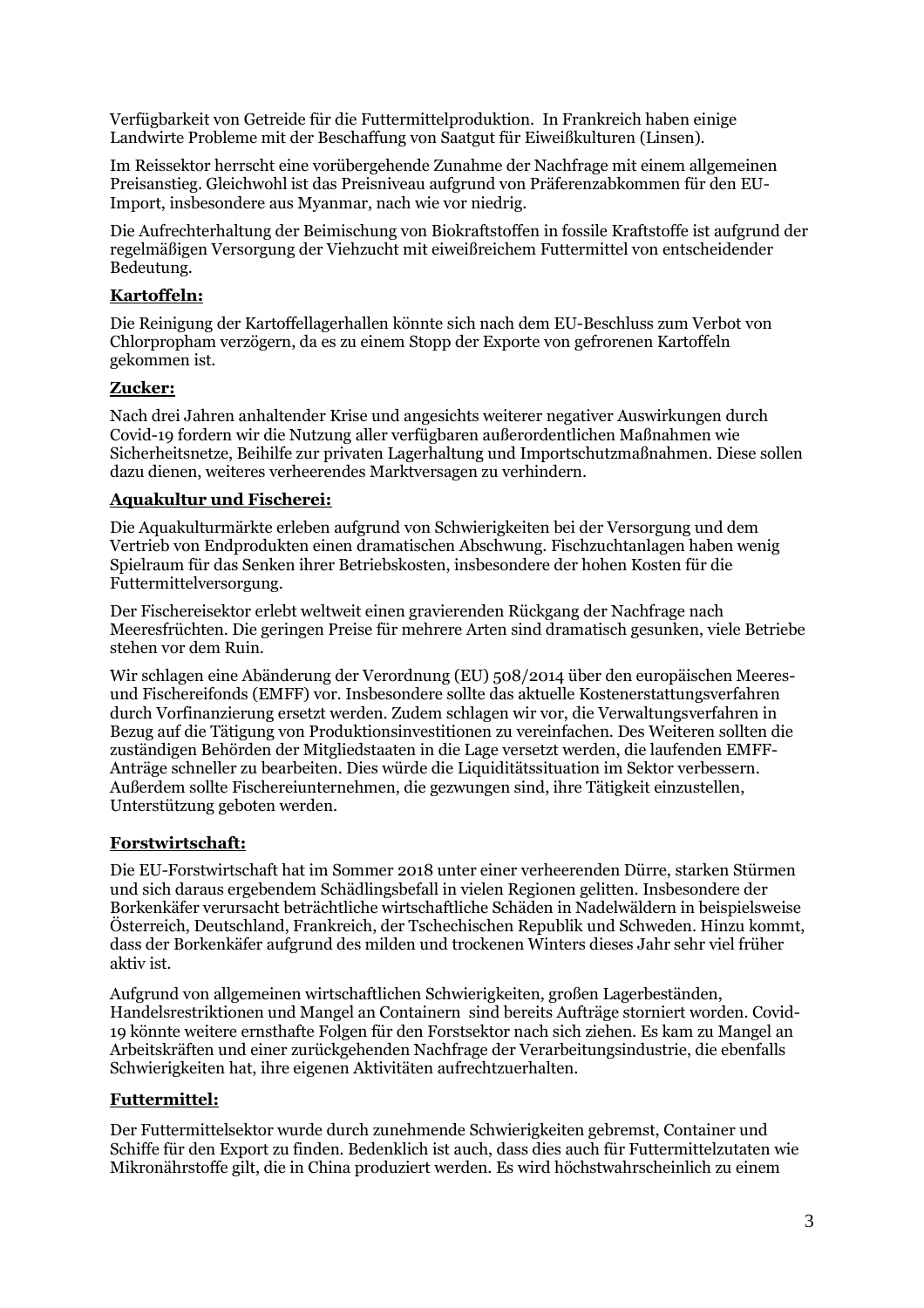Verfügbarkeit von Getreide für die Futtermittelproduktion. In Frankreich haben einige Landwirte Probleme mit der Beschaffung von Saatgut für Eiweißkulturen (Linsen).

Im Reissektor herrscht eine vorübergehende Zunahme der Nachfrage mit einem allgemeinen Preisanstieg. Gleichwohl ist das Preisniveau aufgrund von Präferenzabkommen für den EU-Import, insbesondere aus Myanmar, nach wie vor niedrig.

Die Aufrechterhaltung der Beimischung von Biokraftstoffen in fossile Kraftstoffe ist aufgrund der regelmäßigen Versorgung der Viehzucht mit eiweißreichem Futtermittel von entscheidender Bedeutung.

**Kartoffeln:**

Die Reinigung der Kartoffellagerhallen könnte sich nach dem EU-Beschluss zum Verbot von Chlorpropham verzögern, da es zu einem Stopp der Exporte von gefrorenen Kartoffeln gekommen ist.

**Zucker:**

Nach drei Jahren anhaltender Krise und angesichts weiterer negativer Auswirkungen durch Covid-19 fordern wir die Nutzung aller verfügbaren außerordentlichen Maßnahmen wie Sicherheitsnetze, Beihilfe zur privaten Lagerhaltung und Importschutzmaßnahmen. Diese sollen dazu dienen, weiteres verheerendes Marktversagen zu verhindern.

**Aquakultur und Fischerei:**

Die Aquakulturmärkte erleben aufgrund von Schwierigkeiten bei der Versorgung und dem Vertrieb von Endprodukten einen dramatischen Abschwung. Fischzuchtanlagen haben wenig Spielraum für das Senken ihrer Betriebskosten, insbesondere der hohen Kosten für die Futtermittelversorgung.

Der Fischereisektor erlebt weltweit einen gravierenden Rückgang der Nachfrage nach Meeresfrüchten. Die geringen Preise für mehrere Arten sind dramatisch gesunken, viele Betriebe stehen vor dem Ruin.

Wir schlagen eine Abänderung der Verordnung (EU) 508/2014 über den europäischen Meeres- und Fischereifonds (EMFF) vor. Insbesondere sollte das aktuelle Kostenerstattungsverfahren durch Vorfinanzierung ersetzt werden. Zudem schlagen wir vor, die Verwaltungsverfahren in Bezug auf die Tätigung von Produktionsinvestitionen zu vereinfachen. Des Weiteren sollten die zuständigen Behörden der Mitgliedstaaten in die Lage versetzt werden, die laufenden EMFF-Anträge schneller zu bearbeiten. Dies würde die Liquiditätssituation im Sektor verbessern. Außerdem sollte Fischereiunternehmen, die gezwungen sind, ihre Tätigkeit einzustellen, Unterstützung geboten werden.

**Forstwirtschaft:**

Die EU-Forstwirtschaft hat im Sommer 2018 unter einer verheerenden Dürre, starken Stürmen und sich daraus ergebendem Schädlingsbefall in vielen Regionen gelitten. Insbesondere der Borkenkäfer verursacht beträchtliche wirtschaftliche Schäden in Nadelwäldern in beispielsweise Österreich, Deutschland, Frankreich, der Tschechischen Republik und Schweden. Hinzu kommt, dass der Borkenkäfer aufgrund des milden und trockenen Winters dieses Jahr sehr viel früher aktiv ist.

Aufgrund von allgemeinen wirtschaftlichen Schwierigkeiten, großen Lagerbeständen, Handelsrestriktionen und Mangel an Containern sind bereits Aufträge storniert worden. Covid-19 könnte weitere ernsthafte Folgen für den Forstsektor nach sich ziehen. Es kam zu Mangel an Arbeitskräften und einer zurückgehenden Nachfrage der Verarbeitungsindustrie, die ebenfalls Schwierigkeiten hat, ihre eigenen Aktivitäten aufrechtzuerhalten.

**Futtermittel:**

Der Futtermittelsektor wurde durch zunehmende Schwierigkeiten gebremst, Container und Schiffe für den Export zu finden. Bedenklich ist auch, dass dies auch für Futtermittelzutaten wie Mikronährstoffe gilt, die in China produziert werden. Es wird höchstwahrscheinlich zu einem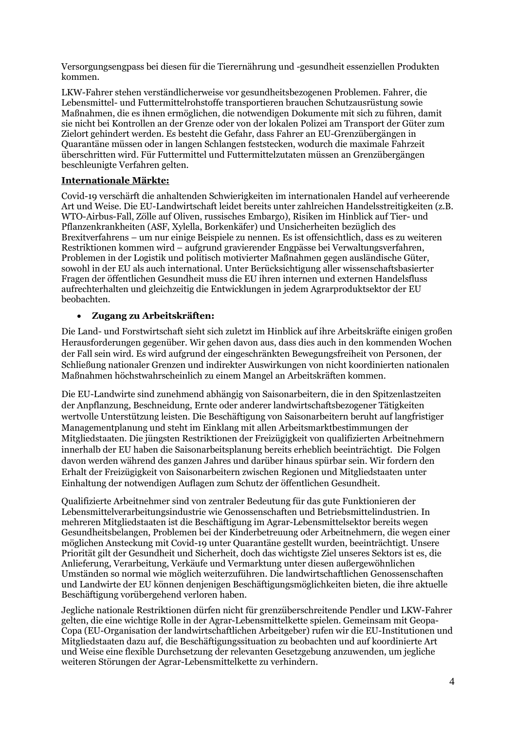Versorgungsengpass bei diesen für die Tierernährung und -gesundheit essenziellen Produkten kommen.

LKW-Fahrer stehen verständlicherweise vor gesundheitsbezogenen Problemen. Fahrer, die Lebensmittel- und Futtermittelrohstoffe transportieren brauchen Schutzausrüstung sowie Maßnahmen, die es ihnen ermöglichen, die notwendigen Dokumente mit sich zu führen, damit sie nicht bei Kontrollen an der Grenze oder von der lokalen Polizei am Transport der Güter zum Zielort gehindert werden. Es besteht die Gefahr, dass Fahrer an EU-Grenzübergängen in Quarantäne müssen oder in langen Schlangen feststecken, wodurch die maximale Fahrzeit überschritten wird. Für Futtermittel und Futtermittelzutaten müssen an Grenzübergängen beschleunigte Verfahren gelten.

**Internationale Märkte:**

Covid-19 verschärft die anhaltenden Schwierigkeiten im internationalen Handel auf verheerende Art und Weise. Die EU-Landwirtschaft leidet bereits unter zahlreichen Handelsstreitigkeiten (z.B. WTO-Airbus-Fall, Zölle auf Oliven, russisches Embargo), Risiken im Hinblick auf Tier- und Pflanzenkrankheiten (ASF, Xylella, Borkenkäfer) und Unsicherheiten bezüglich des Brexitverfahrens – um nur einige Beispiele zu nennen. Es ist offensichtlich, dass es zu weiteren Restriktionen kommen wird – aufgrund gravierender Engpässe bei Verwaltungsverfahren, Problemen in der Logistik und politisch motivierter Maßnahmen gegen ausländische Güter, sowohl in der EU als auch international. Unter Berücksichtigung aller wissenschaftsbasierter Fragen der öffentlichen Gesundheit muss die EU ihren internen und externen Handelsfluss aufrechterhalten und gleichzeitig die Entwicklungen in jedem Agrarproduktsektor der EU beobachten.

- **Zugang zu Arbeitskräften:**

Die Land- und Forstwirtschaft sieht sich zuletzt im Hinblick auf ihre Arbeitskräfte einigen großen Herausforderungen gegenüber. Wir gehen davon aus, dass dies auch in den kommenden Wochen der Fall sein wird. Es wird aufgrund der eingeschränkten Bewegungsfreiheit von Personen, der Schließung nationaler Grenzen und indirekter Auswirkungen von nicht koordinierten nationalen Maßnahmen höchstwahrscheinlich zu einem Mangel an Arbeitskräften kommen.

Die EU-Landwirte sind zunehmend abhängig von Saisonarbeitern, die in den Spitzenlastzeiten der Anpflanzung, Beschneidung, Ernte oder anderer landwirtschaftsbezogener Tätigkeiten wertvolle Unterstützung leisten. Die Beschäftigung von Saisonarbeitern beruht auf langfristiger Managementplanung und steht im Einklang mit allen Arbeitsmarktbestimmungen der Mitgliedstaaten. Die jüngsten Restriktionen der Freizügigkeit von qualifizierten Arbeitnehmern innerhalb der EU haben die Saisonarbeitsplanung bereits erheblich beeinträchtigt. Die Folgen davon werden während des ganzen Jahres und darüber hinaus spürbar sein. Wir fordern den Erhalt der Freizügigkeit von Saisonarbeitern zwischen Regionen und Mitgliedstaaten unter Einhaltung der notwendigen Auflagen zum Schutz der öffentlichen Gesundheit.

Qualifizierte Arbeitnehmer sind von zentraler Bedeutung für das gute Funktionieren der Lebensmittelverarbeitungsindustrie wie Genossenschaften und Betriebsmittelindustrien. In mehreren Mitgliedstaaten ist die Beschäftigung im Agrar-Lebensmittelsektor bereits wegen Gesundheitsbelangen, Problemen bei der Kinderbetreuung oder Arbeitnehmern, die wegen einer möglichen Ansteckung mit Covid-19 unter Quarantäne gestellt wurden, beeinträchtigt. Unsere Priorität gilt der Gesundheit und Sicherheit, doch das wichtigste Ziel unseres Sektors ist es, die Anlieferung, Verarbeitung, Verkäufe und Vermarktung unter diesen außergewöhnlichen Umständen so normal wie möglich weiterzuführen. Die landwirtschaftlichen Genossenschaften und Landwirte der EU können denjenigen Beschäftigungsmöglichkeiten bieten, die ihre aktuelle Beschäftigung vorübergehend verloren haben.

Jegliche nationale Restriktionen dürfen nicht für grenzüberschreitende Pendler und LKW-Fahrer gelten, die eine wichtige Rolle in der Agrar-Lebensmittelkette spielen. Gemeinsam mit Geopa-Copa (EU-Organisation der landwirtschaftlichen Arbeitgeber) rufen wir die EU-Institutionen und Mitgliedstaaten dazu auf, die Beschäftigungssituation zu beobachten und auf koordinierte Art und Weise eine flexible Durchsetzung der relevanten Gesetzgebung anzuwenden, um jegliche weiteren Störungen der Agrar-Lebensmittelkette zu verhindern.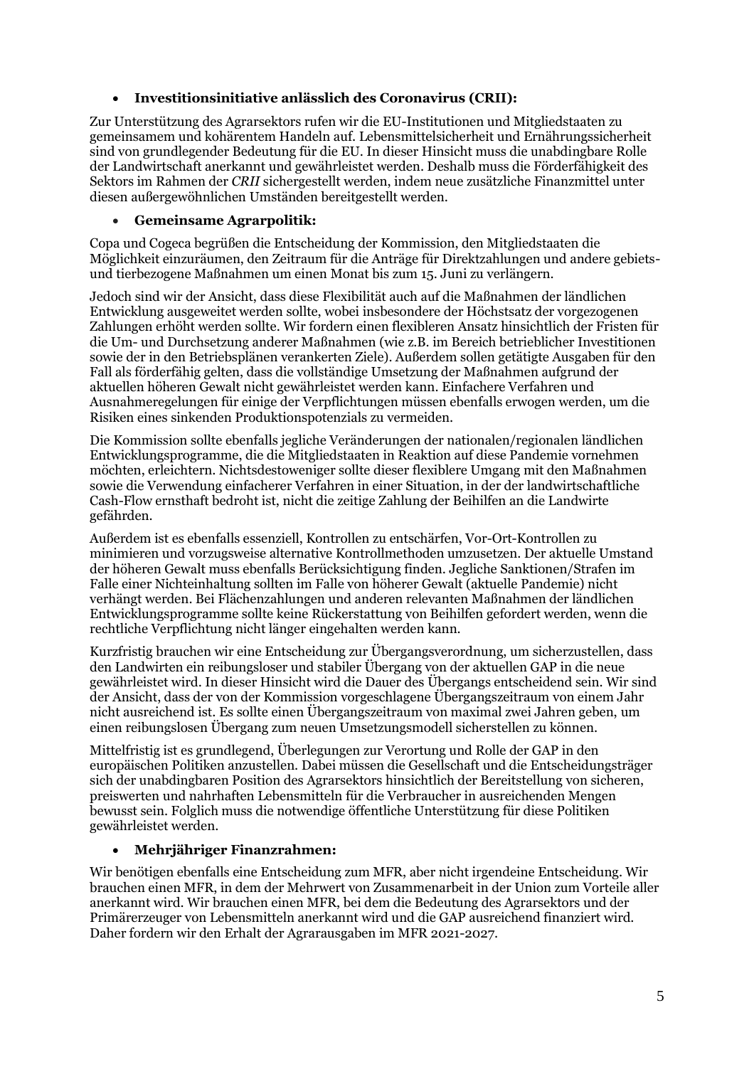- **Investitionsinitiative anlässlich des Coronavirus (CRII):**

Zur Unterstützung des Agrarsektors rufen wir die EU-Institutionen und Mitgliedstaaten zu gemeinsamem und kohärentem Handeln auf. Lebensmittelsicherheit und Ernährungssicherheit sind von grundlegender Bedeutung für die EU. In dieser Hinsicht muss die unabdingbare Rolle der Landwirtschaft anerkannt und gewährleistet werden. Deshalb muss die Förderfähigkeit des Sektors im Rahmen der *CRII* sichergestellt werden, indem neue zusätzliche Finanzmittel unter diesen außergewöhnlichen Umständen bereitgestellt werden.

- **Gemeinsame Agrarpolitik:**

Copa und Cogeca begrüßen die Entscheidung der Kommission, den Mitgliedstaaten die Möglichkeit einzuräumen, den Zeitraum für die Anträge für Direktzahlungen und andere gebiets- und tierbezogene Maßnahmen um einen Monat bis zum 15. Juni zu verlängern.

Jedoch sind wir der Ansicht, dass diese Flexibilität auch auf die Maßnahmen der ländlichen Entwicklung ausgeweitet werden sollte, wobei insbesondere der Höchstsatz der vorgezogenen Zahlungen erhöht werden sollte. Wir fordern einen flexibleren Ansatz hinsichtlich der Fristen für die Um- und Durchsetzung anderer Maßnahmen (wie z.B. im Bereich betrieblicher Investitionen sowie der in den Betriebsplänen verankerten Ziele). Außerdem sollen getätigte Ausgaben für den Fall als förderfähig gelten, dass die vollständige Umsetzung der Maßnahmen aufgrund der aktuellen höheren Gewalt nicht gewährleistet werden kann. Einfachere Verfahren und Ausnahmeregelungen für einige der Verpflichtungen müssen ebenfalls erwogen werden, um die Risiken eines sinkenden Produktionspotenzials zu vermeiden.

Die Kommission sollte ebenfalls jegliche Veränderungen der nationalen/regionalen ländlichen Entwicklungsprogramme, die die Mitgliedstaaten in Reaktion auf diese Pandemie vornehmen möchten, erleichtern. Nichtsdestoweniger sollte dieser flexiblere Umgang mit den Maßnahmen sowie die Verwendung einfacherer Verfahren in einer Situation, in der der landwirtschaftliche Cash-Flow ernsthaft bedroht ist, nicht die zeitige Zahlung der Beihilfen an die Landwirte gefährden.

Außerdem ist es ebenfalls essenziell, Kontrollen zu entschärfen, Vor-Ort-Kontrollen zu minimieren und vorzugsweise alternative Kontrollmethoden umzusetzen. Der aktuelle Umstand der höheren Gewalt muss ebenfalls Berücksichtigung finden. Jegliche Sanktionen/Strafen im Falle einer Nichteinhaltung sollten im Falle von höherer Gewalt (aktuelle Pandemie) nicht verhängt werden. Bei Flächenzahlungen und anderen relevanten Maßnahmen der ländlichen Entwicklungsprogramme sollte keine Rückerstattung von Beihilfen gefordert werden, wenn die rechtliche Verpflichtung nicht länger eingehalten werden kann.

Kurzfristig brauchen wir eine Entscheidung zur Übergangsverordnung, um sicherzustellen, dass den Landwirten ein reibungsloser und stabiler Übergang von der aktuellen GAP in die neue gewährleistet wird. In dieser Hinsicht wird die Dauer des Übergangs entscheidend sein. Wir sind der Ansicht, dass der von der Kommission vorgeschlagene Übergangszeitraum von einem Jahr nicht ausreichend ist. Es sollte einen Übergangszeitraum von maximal zwei Jahren geben, um einen reibungslosen Übergang zum neuen Umsetzungsmodell sicherstellen zu können.

Mittelfristig ist es grundlegend, Überlegungen zur Verortung und Rolle der GAP in den europäischen Politiken anzustellen. Dabei müssen die Gesellschaft und die Entscheidungsträger sich der unabdingbaren Position des Agrarsektors hinsichtlich der Bereitstellung von sicheren, preiswerten und nahrhaften Lebensmitteln für die Verbraucher in ausreichenden Mengen bewusst sein. Folglich muss die notwendige öffentliche Unterstützung für diese Politiken gewährleistet werden.

- **Mehrjähriger Finanzrahmen:**

Wir benötigen ebenfalls eine Entscheidung zum MFR, aber nicht irgendeine Entscheidung. Wir brauchen einen MFR, in dem der Mehrwert von Zusammenarbeit in der Union zum Vorteile aller anerkannt wird. Wir brauchen einen MFR, bei dem die Bedeutung des Agrarsektors und der Primärerzeuger von Lebensmitteln anerkannt wird und die GAP ausreichend finanziert wird. Daher fordern wir den Erhalt der Agrarausgaben im MFR 2021-2027.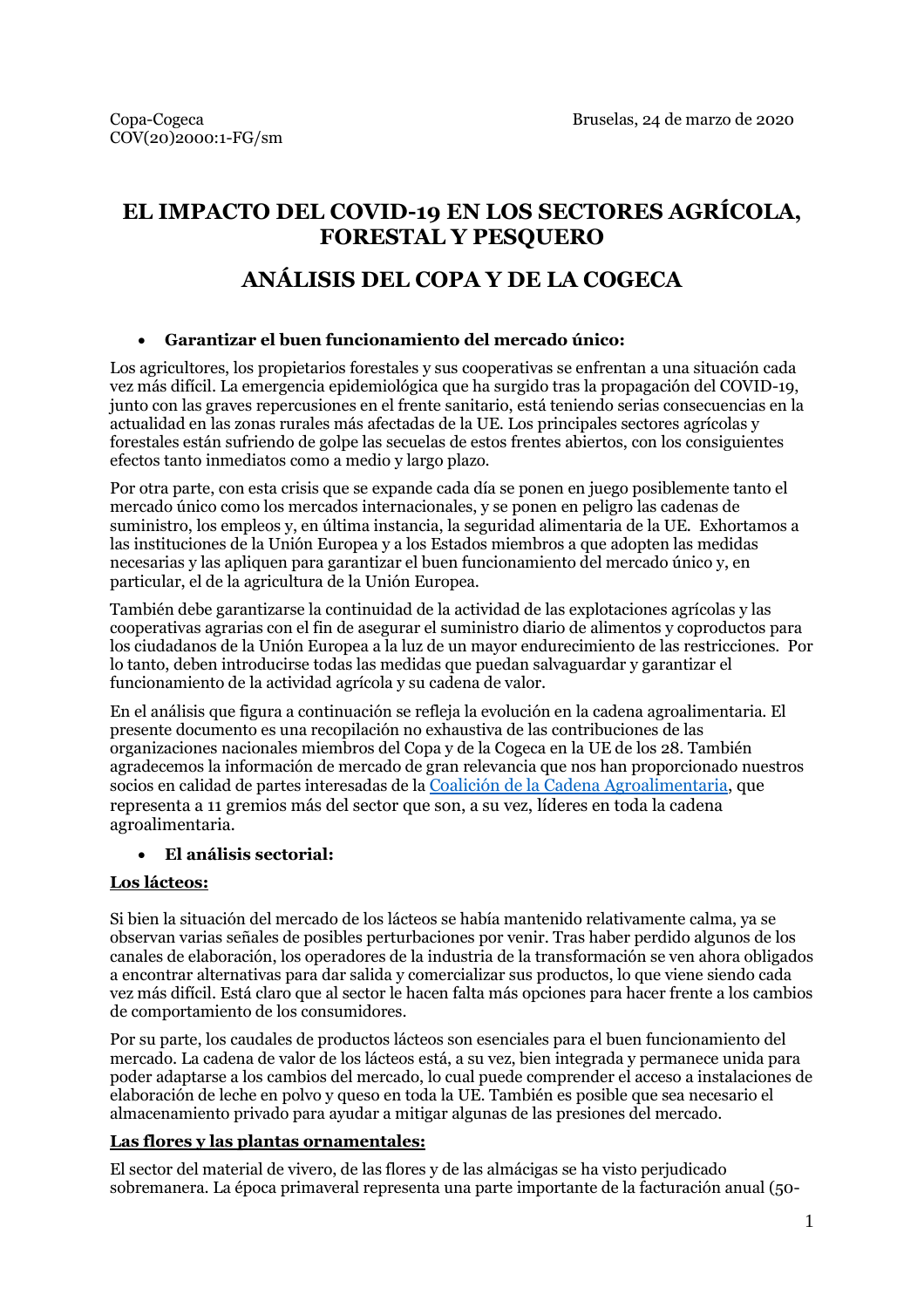Copa-Cogeca
COV(20)2000:1-FG/sm

Bruselas, 24 de marzo de 2020

# EL IMPACTO DEL COVID-19 EN LOS SECTORES AGRÍCOLA, FORESTAL Y PESQUERO

# ANÁLISIS DEL COPA Y DE LA COGECA

- **Garantizar el buen funcionamiento del mercado único:**

Los agricultores, los propietarios forestales y sus cooperativas se enfrentan a una situación cada vez más difícil. La emergencia epidemiológica que ha surgido tras la propagación del COVID-19, junto con las graves repercusiones en el frente sanitario, está teniendo serias consecuencias en la actualidad en las zonas rurales más afectadas de la UE. Los principales sectores agrícolas y forestales están sufriendo de golpe las secuelas de estos frentes abiertos, con los consiguientes efectos tanto inmediatos como a medio y largo plazo.

Por otra parte, con esta crisis que se expande cada día se ponen en juego posiblemente tanto el mercado único como los mercados internacionales, y se ponen en peligro las cadenas de suministro, los empleos y, en última instancia, la seguridad alimentaria de la UE. Exhortamos a las instituciones de la Unión Europea y a los Estados miembros a que adopten las medidas necesarias y las apliquen para garantizar el buen funcionamiento del mercado único y, en particular, el de la agricultura de la Unión Europea.

También debe garantizarse la continuidad de la actividad de las explotaciones agrícolas y las cooperativas agrarias con el fin de asegurar el suministro diario de alimentos y coproductos para los ciudadanos de la Unión Europea a la luz de un mayor endurecimiento de las restricciones. Por lo tanto, deben introducirse todas las medidas que puedan salvaguardar y garantizar el funcionamiento de la actividad agrícola y su cadena de valor.

En el análisis que figura a continuación se refleja la evolución en la cadena agroalimentaria. El presente documento es una recopilación no exhaustiva de las contribuciones de las organizaciones nacionales miembros del Copa y de la Cogeca en la UE de los 28. También agradecemos la información de mercado de gran relevancia que nos han proporcionado nuestros socios en calidad de partes interesadas de la Coalición de la Cadena Agroalimentaria, que representa a 11 gremios más del sector que son, a su vez, líderes en toda la cadena agroalimentaria.

- **El análisis sectorial:**

**Los lácteos:**

Si bien la situación del mercado de los lácteos se había mantenido relativamente calma, ya se observan varias señales de posibles perturbaciones por venir. Tras haber perdido algunos de los canales de elaboración, los operadores de la industria de la transformación se ven ahora obligados a encontrar alternativas para dar salida y comercializar sus productos, lo que viene siendo cada vez más difícil. Está claro que al sector le hacen falta más opciones para hacer frente a los cambios de comportamiento de los consumidores.

Por su parte, los caudales de productos lácteos son esenciales para el buen funcionamiento del mercado. La cadena de valor de los lácteos está, a su vez, bien integrada y permanece unida para poder adaptarse a los cambios del mercado, lo cual puede comprender el acceso a instalaciones de elaboración de leche en polvo y queso en toda la UE. También es posible que sea necesario el almacenamiento privado para ayudar a mitigar algunas de las presiones del mercado.

**Las flores y las plantas ornamentales:**

El sector del material de vivero, de las flores y de las almácigas se ha visto perjudicado sobremanera. La época primaveral representa una parte importante de la facturación anual (50-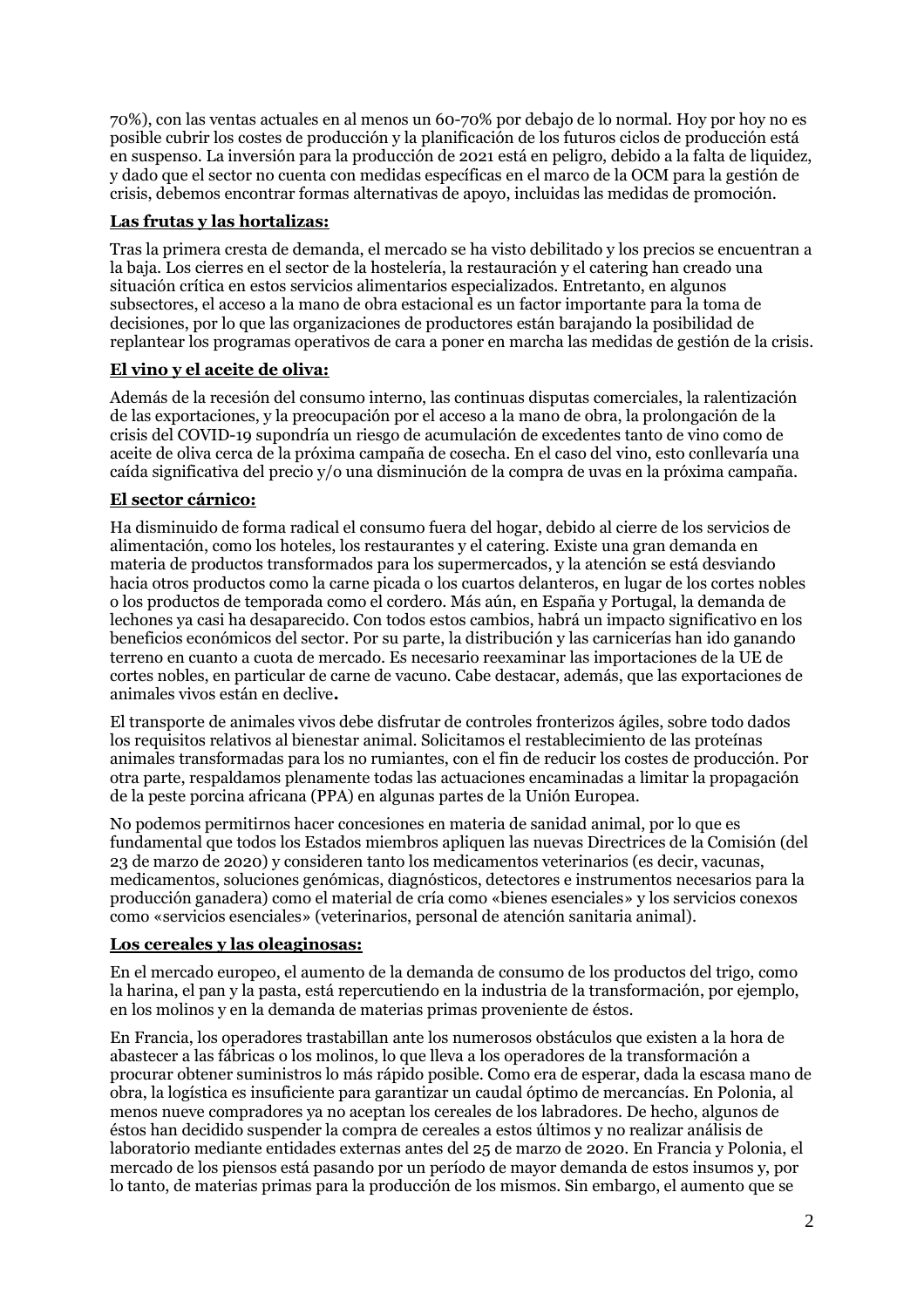70%), con las ventas actuales en al menos un 60-70% por debajo de lo normal. Hoy por hoy no es posible cubrir los costes de producción y la planificación de los futuros ciclos de producción está en suspenso. La inversión para la producción de 2021 está en peligro, debido a la falta de liquidez, y dado que el sector no cuenta con medidas específicas en el marco de la OCM para la gestión de crisis, debemos encontrar formas alternativas de apoyo, incluidas las medidas de promoción.

**Las frutas y las hortalizas:**

Tras la primera cresta de demanda, el mercado se ha visto debilitado y los precios se encuentran a la baja. Los cierres en el sector de la hostelería, la restauración y el catering han creado una situación crítica en estos servicios alimentarios especializados. Entretanto, en algunos subsectores, el acceso a la mano de obra estacional es un factor importante para la toma de decisiones, por lo que las organizaciones de productores están barajando la posibilidad de replantear los programas operativos de cara a poner en marcha las medidas de gestión de la crisis.

**El vino y el aceite de oliva:**

Además de la recesión del consumo interno, las continuas disputas comerciales, la ralentización de las exportaciones, y la preocupación por el acceso a la mano de obra, la prolongación de la crisis del COVID-19 supondría un riesgo de acumulación de excedentes tanto de vino como de aceite de oliva cerca de la próxima campaña de cosecha. En el caso del vino, esto conllevaría una caída significativa del precio y/o una disminución de la compra de uvas en la próxima campaña.

**El sector cárnico:**

Ha disminuido de forma radical el consumo fuera del hogar, debido al cierre de los servicios de alimentación, como los hoteles, los restaurantes y el catering. Existe una gran demanda en materia de productos transformados para los supermercados, y la atención se está desviando hacia otros productos como la carne picada o los cuartos delanteros, en lugar de los cortes nobles o los productos de temporada como el cordero. Más aún, en España y Portugal, la demanda de lechones ya casi ha desaparecido. Con todos estos cambios, habrá un impacto significativo en los beneficios económicos del sector. Por su parte, la distribución y las carnicerías han ido ganando terreno en cuanto a cuota de mercado. Es necesario reexaminar las importaciones de la UE de cortes nobles, en particular de carne de vacuno. Cabe destacar, además, que las exportaciones de animales vivos están en declive**.**

El transporte de animales vivos debe disfrutar de controles fronterizos ágiles, sobre todo dados los requisitos relativos al bienestar animal. Solicitamos el restablecimiento de las proteínas animales transformadas para los no rumiantes, con el fin de reducir los costes de producción. Por otra parte, respaldamos plenamente todas las actuaciones encaminadas a limitar la propagación de la peste porcina africana (PPA) en algunas partes de la Unión Europea.

No podemos permitirnos hacer concesiones en materia de sanidad animal, por lo que es fundamental que todos los Estados miembros apliquen las nuevas Directrices de la Comisión (del 23 de marzo de 2020) y consideren tanto los medicamentos veterinarios (es decir, vacunas, medicamentos, soluciones genómicas, diagnósticos, detectores e instrumentos necesarios para la producción ganadera) como el material de cría como «bienes esenciales» y los servicios conexos como «servicios esenciales» (veterinarios, personal de atención sanitaria animal).

**Los cereales y las oleaginosas:**

En el mercado europeo, el aumento de la demanda de consumo de los productos del trigo, como la harina, el pan y la pasta, está repercutiendo en la industria de la transformación, por ejemplo, en los molinos y en la demanda de materias primas proveniente de éstos.

En Francia, los operadores trastabillan ante los numerosos obstáculos que existen a la hora de abastecer a las fábricas o los molinos, lo que lleva a los operadores de la transformación a procurar obtener suministros lo más rápido posible. Como era de esperar, dada la escasa mano de obra, la logística es insuficiente para garantizar un caudal óptimo de mercancías. En Polonia, al menos nueve compradores ya no aceptan los cereales de los labradores. De hecho, algunos de éstos han decidido suspender la compra de cereales a estos últimos y no realizar análisis de laboratorio mediante entidades externas antes del 25 de marzo de 2020. En Francia y Polonia, el mercado de los piensos está pasando por un período de mayor demanda de estos insumos y, por lo tanto, de materias primas para la producción de los mismos. Sin embargo, el aumento que se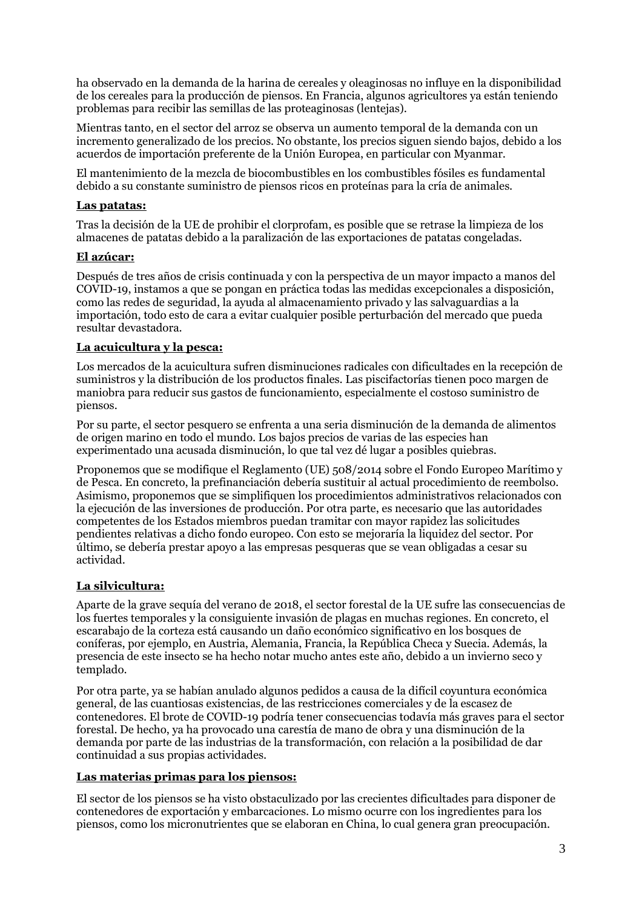ha observado en la demanda de la harina de cereales y oleaginosas no influye en la disponibilidad de los cereales para la producción de piensos. En Francia, algunos agricultores ya están teniendo problemas para recibir las semillas de las proteaginosas (lentejas).

Mientras tanto, en el sector del arroz se observa un aumento temporal de la demanda con un incremento generalizado de los precios. No obstante, los precios siguen siendo bajos, debido a los acuerdos de importación preferente de la Unión Europea, en particular con Myanmar.

El mantenimiento de la mezcla de biocombustibles en los combustibles fósiles es fundamental debido a su constante suministro de piensos ricos en proteínas para la cría de animales.

**Las patatas:**

Tras la decisión de la UE de prohibir el clorprofam, es posible que se retrase la limpieza de los almacenes de patatas debido a la paralización de las exportaciones de patatas congeladas.

**El azúcar:**

Después de tres años de crisis continuada y con la perspectiva de un mayor impacto a manos del COVID-19, instamos a que se pongan en práctica todas las medidas excepcionales a disposición, como las redes de seguridad, la ayuda al almacenamiento privado y las salvaguardias a la importación, todo esto de cara a evitar cualquier posible perturbación del mercado que pueda resultar devastadora.

**La acuicultura y la pesca:**

Los mercados de la acuicultura sufren disminuciones radicales con dificultades en la recepción de suministros y la distribución de los productos finales. Las piscifactorías tienen poco margen de maniobra para reducir sus gastos de funcionamiento, especialmente el costoso suministro de piensos.

Por su parte, el sector pesquero se enfrenta a una seria disminución de la demanda de alimentos de origen marino en todo el mundo. Los bajos precios de varias de las especies han experimentado una acusada disminución, lo que tal vez dé lugar a posibles quiebras.

Proponemos que se modifique el Reglamento (UE) 508/2014 sobre el Fondo Europeo Marítimo y de Pesca. En concreto, la prefinanciación debería sustituir al actual procedimiento de reembolso. Asimismo, proponemos que se simplifiquen los procedimientos administrativos relacionados con la ejecución de las inversiones de producción. Por otra parte, es necesario que las autoridades competentes de los Estados miembros puedan tramitar con mayor rapidez las solicitudes pendientes relativas a dicho fondo europeo. Con esto se mejoraría la liquidez del sector. Por último, se debería prestar apoyo a las empresas pesqueras que se vean obligadas a cesar su actividad.

**La silvicultura:**

Aparte de la grave sequía del verano de 2018, el sector forestal de la UE sufre las consecuencias de los fuertes temporales y la consiguiente invasión de plagas en muchas regiones. En concreto, el escarabajo de la corteza está causando un daño económico significativo en los bosques de coníferas, por ejemplo, en Austria, Alemania, Francia, la República Checa y Suecia. Además, la presencia de este insecto se ha hecho notar mucho antes este año, debido a un invierno seco y templado.

Por otra parte, ya se habían anulado algunos pedidos a causa de la difícil coyuntura económica general, de las cuantiosas existencias, de las restricciones comerciales y de la escasez de contenedores. El brote de COVID-19 podría tener consecuencias todavía más graves para el sector forestal. De hecho, ya ha provocado una carestía de mano de obra y una disminución de la demanda por parte de las industrias de la transformación, con relación a la posibilidad de dar continuidad a sus propias actividades.

**Las materias primas para los piensos:**

El sector de los piensos se ha visto obstaculizado por las crecientes dificultades para disponer de contenedores de exportación y embarcaciones. Lo mismo ocurre con los ingredientes para los piensos, como los micronutrientes que se elaboran en China, lo cual genera gran preocupación.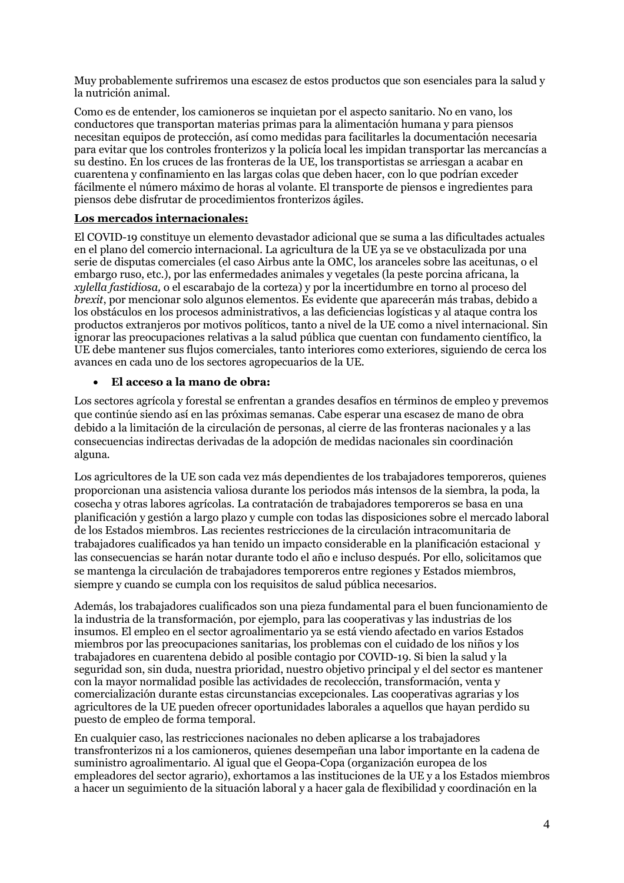Muy probablemente sufriremos una escasez de estos productos que son esenciales para la salud y la nutrición animal.

Como es de entender, los camioneros se inquietan por el aspecto sanitario. No en vano, los conductores que transportan materias primas para la alimentación humana y para piensos necesitan equipos de protección, así como medidas para facilitarles la documentación necesaria para evitar que los controles fronterizos y la policía local les impidan transportar las mercancías a su destino. En los cruces de las fronteras de la UE, los transportistas se arriesgan a acabar en cuarentena y confinamiento en las largas colas que deben hacer, con lo que podrían exceder fácilmente el número máximo de horas al volante. El transporte de piensos e ingredientes para piensos debe disfrutar de procedimientos fronterizos ágiles.

**Los mercados internacionales:**

El COVID-19 constituye un elemento devastador adicional que se suma a las dificultades actuales en el plano del comercio internacional. La agricultura de la UE ya se ve obstaculizada por una serie de disputas comerciales (el caso Airbus ante la OMC, los aranceles sobre las aceitunas, o el embargo ruso, etc.), por las enfermedades animales y vegetales (la peste porcina africana, la *xylella fastidiosa,* o el escarabajo de la corteza) y por la incertidumbre en torno al proceso del *brexit*, por mencionar solo algunos elementos. Es evidente que aparecerán más trabas, debido a los obstáculos en los procesos administrativos, a las deficiencias logísticas y al ataque contra los productos extranjeros por motivos políticos, tanto a nivel de la UE como a nivel internacional. Sin ignorar las preocupaciones relativas a la salud pública que cuentan con fundamento científico, la UE debe mantener sus flujos comerciales, tanto interiores como exteriores, siguiendo de cerca los avances en cada uno de los sectores agropecuarios de la UE.

- **El acceso a la mano de obra:**

Los sectores agrícola y forestal se enfrentan a grandes desafíos en términos de empleo y prevemos que continúe siendo así en las próximas semanas. Cabe esperar una escasez de mano de obra debido a la limitación de la circulación de personas, al cierre de las fronteras nacionales y a las consecuencias indirectas derivadas de la adopción de medidas nacionales sin coordinación alguna.

Los agricultores de la UE son cada vez más dependientes de los trabajadores temporeros, quienes proporcionan una asistencia valiosa durante los periodos más intensos de la siembra, la poda, la cosecha y otras labores agrícolas. La contratación de trabajadores temporeros se basa en una planificación y gestión a largo plazo y cumple con todas las disposiciones sobre el mercado laboral de los Estados miembros. Las recientes restricciones de la circulación intracomunitaria de trabajadores cualificados ya han tenido un impacto considerable en la planificación estacional y las consecuencias se harán notar durante todo el año e incluso después. Por ello, solicitamos que se mantenga la circulación de trabajadores temporeros entre regiones y Estados miembros, siempre y cuando se cumpla con los requisitos de salud pública necesarios.

Además, los trabajadores cualificados son una pieza fundamental para el buen funcionamiento de la industria de la transformación, por ejemplo, para las cooperativas y las industrias de los insumos. El empleo en el sector agroalimentario ya se está viendo afectado en varios Estados miembros por las preocupaciones sanitarias, los problemas con el cuidado de los niños y los trabajadores en cuarentena debido al posible contagio por COVID-19. Si bien la salud y la seguridad son, sin duda, nuestra prioridad, nuestro objetivo principal y el del sector es mantener con la mayor normalidad posible las actividades de recolección, transformación, venta y comercialización durante estas circunstancias excepcionales. Las cooperativas agrarias y los agricultores de la UE pueden ofrecer oportunidades laborales a aquellos que hayan perdido su puesto de empleo de forma temporal.

En cualquier caso, las restricciones nacionales no deben aplicarse a los trabajadores transfronterizos ni a los camioneros, quienes desempeñan una labor importante en la cadena de suministro agroalimentario. Al igual que el Geopa-Copa (organización europea de los empleadores del sector agrario), exhortamos a las instituciones de la UE y a los Estados miembros a hacer un seguimiento de la situación laboral y a hacer gala de flexibilidad y coordinación en la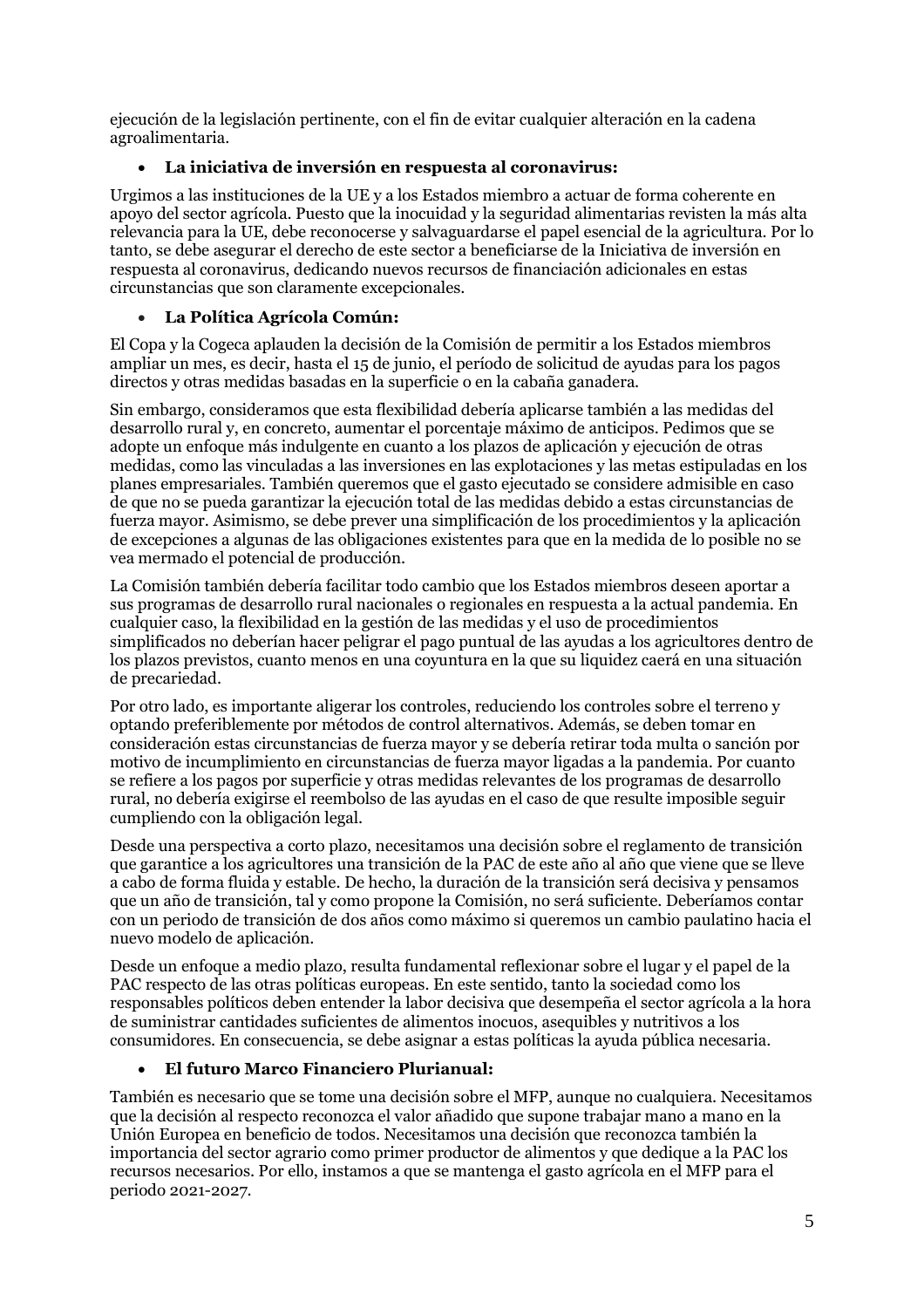ejecución de la legislación pertinente, con el fin de evitar cualquier alteración en la cadena agroalimentaria.

- **La iniciativa de inversión en respuesta al coronavirus:**

Urgimos a las instituciones de la UE y a los Estados miembro a actuar de forma coherente en apoyo del sector agrícola. Puesto que la inocuidad y la seguridad alimentarias revisten la más alta relevancia para la UE, debe reconocerse y salvaguardarse el papel esencial de la agricultura. Por lo tanto, se debe asegurar el derecho de este sector a beneficiarse de la Iniciativa de inversión en respuesta al coronavirus, dedicando nuevos recursos de financiación adicionales en estas circunstancias que son claramente excepcionales.

- **La Política Agrícola Común:**

El Copa y la Cogeca aplauden la decisión de la Comisión de permitir a los Estados miembros ampliar un mes, es decir, hasta el 15 de junio, el período de solicitud de ayudas para los pagos directos y otras medidas basadas en la superficie o en la cabaña ganadera.

Sin embargo, consideramos que esta flexibilidad debería aplicarse también a las medidas del desarrollo rural y, en concreto, aumentar el porcentaje máximo de anticipos. Pedimos que se adopte un enfoque más indulgente en cuanto a los plazos de aplicación y ejecución de otras medidas, como las vinculadas a las inversiones en las explotaciones y las metas estipuladas en los planes empresariales. También queremos que el gasto ejecutado se considere admisible en caso de que no se pueda garantizar la ejecución total de las medidas debido a estas circunstancias de fuerza mayor. Asimismo, se debe prever una simplificación de los procedimientos y la aplicación de excepciones a algunas de las obligaciones existentes para que en la medida de lo posible no se vea mermado el potencial de producción.

La Comisión también debería facilitar todo cambio que los Estados miembros deseen aportar a sus programas de desarrollo rural nacionales o regionales en respuesta a la actual pandemia. En cualquier caso, la flexibilidad en la gestión de las medidas y el uso de procedimientos simplificados no deberían hacer peligrar el pago puntual de las ayudas a los agricultores dentro de los plazos previstos, cuanto menos en una coyuntura en la que su liquidez caerá en una situación de precariedad.

Por otro lado, es importante aligerar los controles, reduciendo los controles sobre el terreno y optando preferiblemente por métodos de control alternativos. Además, se deben tomar en consideración estas circunstancias de fuerza mayor y se debería retirar toda multa o sanción por motivo de incumplimiento en circunstancias de fuerza mayor ligadas a la pandemia. Por cuanto se refiere a los pagos por superficie y otras medidas relevantes de los programas de desarrollo rural, no debería exigirse el reembolso de las ayudas en el caso de que resulte imposible seguir cumpliendo con la obligación legal.

Desde una perspectiva a corto plazo, necesitamos una decisión sobre el reglamento de transición que garantice a los agricultores una transición de la PAC de este año al año que viene que se lleve a cabo de forma fluida y estable. De hecho, la duración de la transición será decisiva y pensamos que un año de transición, tal y como propone la Comisión, no será suficiente. Deberíamos contar con un periodo de transición de dos años como máximo si queremos un cambio paulatino hacia el nuevo modelo de aplicación.

Desde un enfoque a medio plazo, resulta fundamental reflexionar sobre el lugar y el papel de la PAC respecto de las otras políticas europeas. En este sentido, tanto la sociedad como los responsables políticos deben entender la labor decisiva que desempeña el sector agrícola a la hora de suministrar cantidades suficientes de alimentos inocuos, asequibles y nutritivos a los consumidores. En consecuencia, se debe asignar a estas políticas la ayuda pública necesaria.

- **El futuro Marco Financiero Plurianual:**

También es necesario que se tome una decisión sobre el MFP, aunque no cualquiera. Necesitamos que la decisión al respecto reconozca el valor añadido que supone trabajar mano a mano en la Unión Europea en beneficio de todos. Necesitamos una decisión que reconozca también la importancia del sector agrario como primer productor de alimentos y que dedique a la PAC los recursos necesarios. Por ello, instamos a que se mantenga el gasto agrícola en el MFP para el periodo 2021-2027.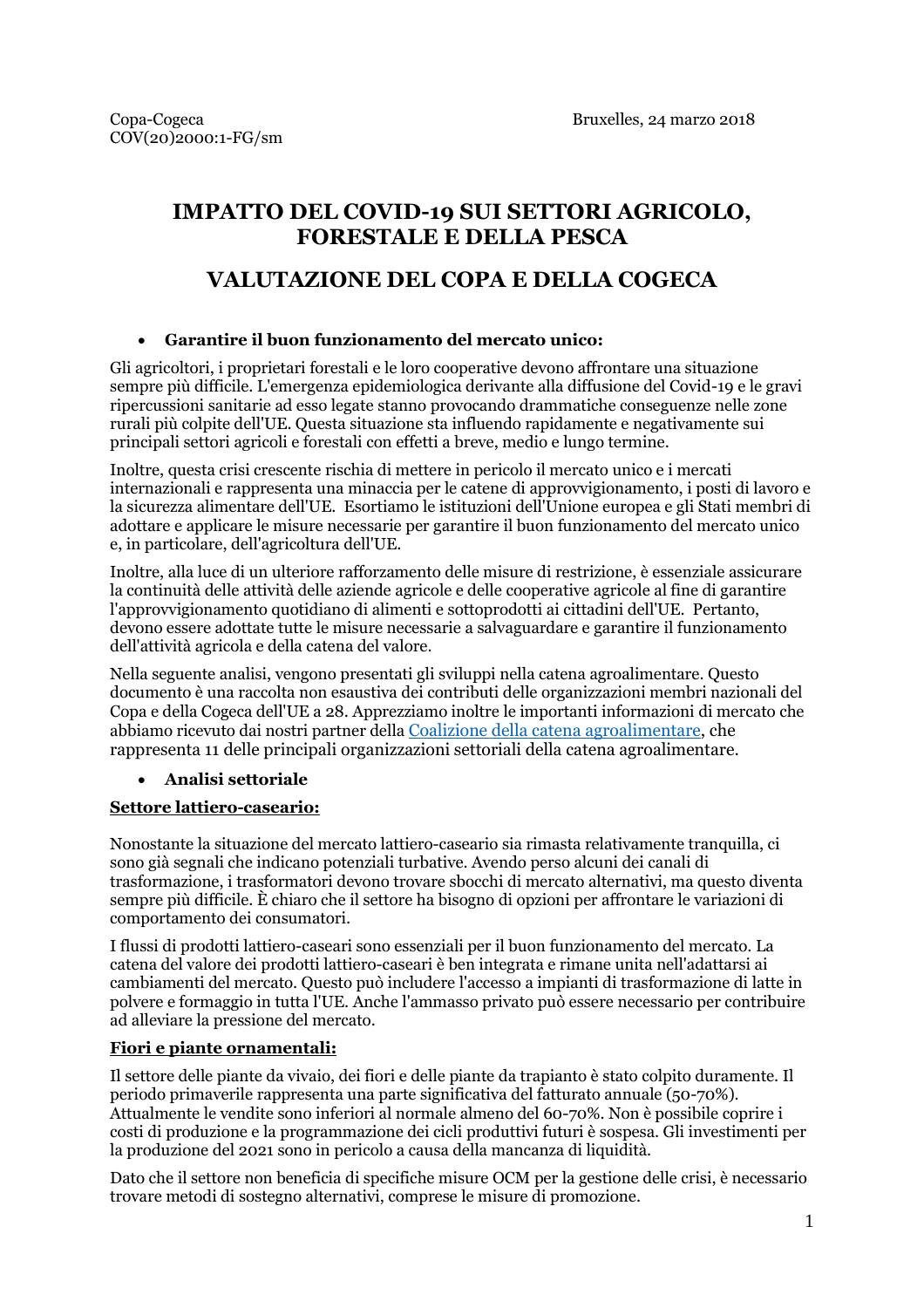Copa-Cogeca
COV(20)2000:1-FG/sm

Bruxelles, 24 marzo 2018

# IMPATTO DEL COVID-19 SUI SETTORI AGRICOLO, FORESTALE E DELLA PESCA

# VALUTAZIONE DEL COPA E DELLA COGECA

- **Garantire il buon funzionamento del mercato unico:**

Gli agricoltori, i proprietari forestali e le loro cooperative devono affrontare una situazione sempre più difficile. L'emergenza epidemiologica derivante alla diffusione del Covid-19 e le gravi ripercussioni sanitarie ad esso legate stanno provocando drammatiche conseguenze nelle zone rurali più colpite dell'UE. Questa situazione sta influendo rapidamente e negativamente sui principali settori agricoli e forestali con effetti a breve, medio e lungo termine.

Inoltre, questa crisi crescente rischia di mettere in pericolo il mercato unico e i mercati internazionali e rappresenta una minaccia per le catene di approvvigionamento, i posti di lavoro e la sicurezza alimentare dell'UE. Esortiamo le istituzioni dell'Unione europea e gli Stati membri di adottare e applicare le misure necessarie per garantire il buon funzionamento del mercato unico e, in particolare, dell'agricoltura dell'UE.

Inoltre, alla luce di un ulteriore rafforzamento delle misure di restrizione, è essenziale assicurare la continuità delle attività delle aziende agricole e delle cooperative agricole al fine di garantire l'approvvigionamento quotidiano di alimenti e sottoprodotti ai cittadini dell'UE. Pertanto, devono essere adottate tutte le misure necessarie a salvaguardare e garantire il funzionamento dell'attività agricola e della catena del valore.

Nella seguente analisi, vengono presentati gli sviluppi nella catena agroalimentare. Questo documento è una raccolta non esaustiva dei contributi delle organizzazioni membri nazionali del Copa e della Cogeca dell'UE a 28. Apprezziamo inoltre le importanti informazioni di mercato che abbiamo ricevuto dai nostri partner della Coalizione della catena agroalimentare, che rappresenta 11 delle principali organizzazioni settoriali della catena agroalimentare.

- **Analisi settoriale**

**Settore lattiero-caseario:**

Nonostante la situazione del mercato lattiero-caseario sia rimasta relativamente tranquilla, ci sono già segnali che indicano potenziali turbative. Avendo perso alcuni dei canali di trasformazione, i trasformatori devono trovare sbocchi di mercato alternativi, ma questo diventa sempre più difficile. È chiaro che il settore ha bisogno di opzioni per affrontare le variazioni di comportamento dei consumatori.

I flussi di prodotti lattiero-caseari sono essenziali per il buon funzionamento del mercato. La catena del valore dei prodotti lattiero-caseari è ben integrata e rimane unita nell'adattarsi ai cambiamenti del mercato. Questo può includere l'accesso a impianti di trasformazione di latte in polvere e formaggio in tutta l'UE. Anche l'ammasso privato può essere necessario per contribuire ad alleviare la pressione del mercato.

**Fiori e piante ornamentali:**

Il settore delle piante da vivaio, dei fiori e delle piante da trapianto è stato colpito duramente. Il periodo primaverile rappresenta una parte significativa del fatturato annuale (50-70%). Attualmente le vendite sono inferiori al normale almeno del 60-70%. Non è possibile coprire i costi di produzione e la programmazione dei cicli produttivi futuri è sospesa. Gli investimenti per la produzione del 2021 sono in pericolo a causa della mancanza di liquidità.

Dato che il settore non beneficia di specifiche misure OCM per la gestione delle crisi, è necessario trovare metodi di sostegno alternativi, comprese le misure di promozione.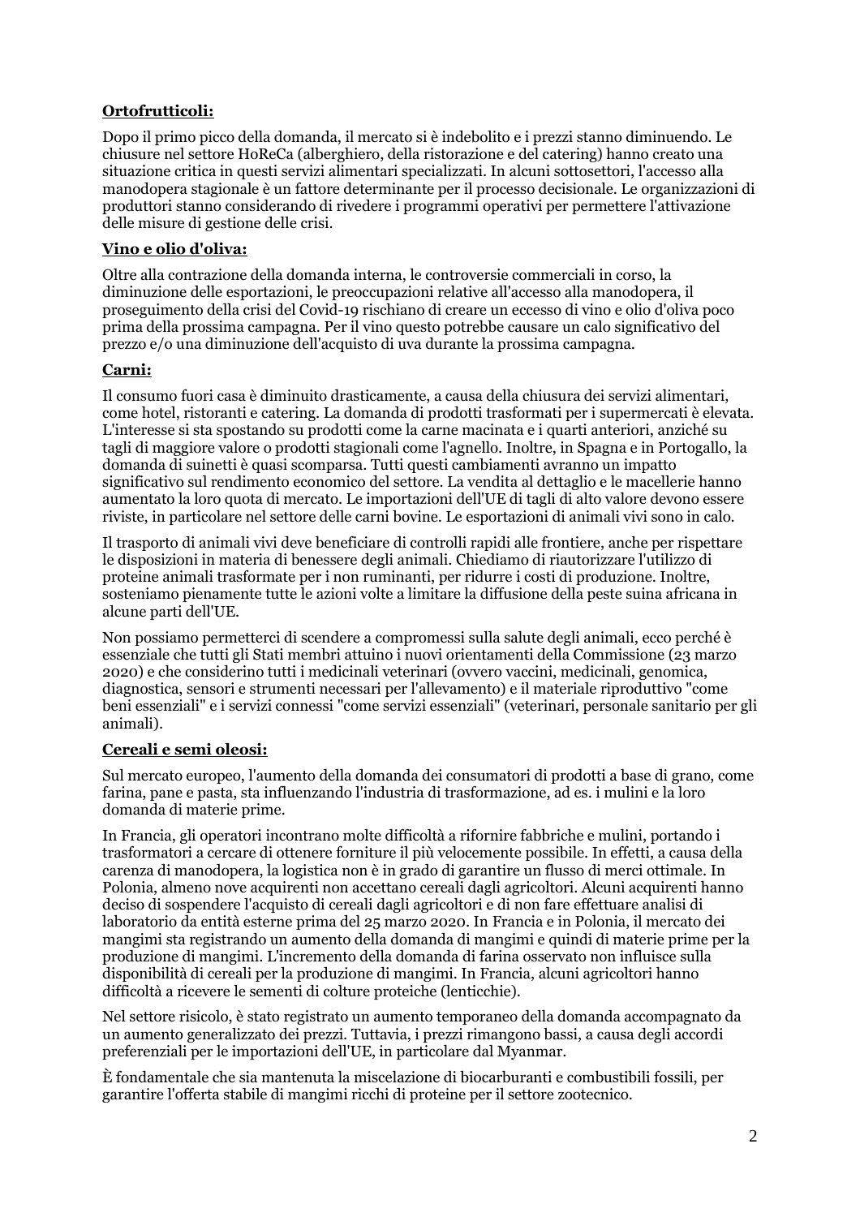**Ortofrutticoli:**

Dopo il primo picco della domanda, il mercato si è indebolito e i prezzi stanno diminuendo. Le chiusure nel settore HoReCa (alberghiero, della ristorazione e del catering) hanno creato una situazione critica in questi servizi alimentari specializzati. In alcuni sottosettori, l'accesso alla manodopera stagionale è un fattore determinante per il processo decisionale. Le organizzazioni di produttori stanno considerando di rivedere i programmi operativi per permettere l'attivazione delle misure di gestione delle crisi.

**Vino e olio d'oliva:**

Oltre alla contrazione della domanda interna, le controversie commerciali in corso, la diminuzione delle esportazioni, le preoccupazioni relative all'accesso alla manodopera, il proseguimento della crisi del Covid-19 rischiano di creare un eccesso di vino e olio d'oliva poco prima della prossima campagna. Per il vino questo potrebbe causare un calo significativo del prezzo e/o una diminuzione dell'acquisto di uva durante la prossima campagna.

**Carni:**

Il consumo fuori casa è diminuito drasticamente, a causa della chiusura dei servizi alimentari, come hotel, ristoranti e catering. La domanda di prodotti trasformati per i supermercati è elevata. L'interesse si sta spostando su prodotti come la carne macinata e i quarti anteriori, anziché su tagli di maggiore valore o prodotti stagionali come l'agnello. Inoltre, in Spagna e in Portogallo, la domanda di suinetti è quasi scomparsa. Tutti questi cambiamenti avranno un impatto significativo sul rendimento economico del settore. La vendita al dettaglio e le macellerie hanno aumentato la loro quota di mercato. Le importazioni dell'UE di tagli di alto valore devono essere riviste, in particolare nel settore delle carni bovine. Le esportazioni di animali vivi sono in calo.

Il trasporto di animali vivi deve beneficiare di controlli rapidi alle frontiere, anche per rispettare le disposizioni in materia di benessere degli animali. Chiediamo di riautorizzare l'utilizzo di proteine animali trasformate per i non ruminanti, per ridurre i costi di produzione. Inoltre, sosteniamo pienamente tutte le azioni volte a limitare la diffusione della peste suina africana in alcune parti dell'UE.

Non possiamo permetterci di scendere a compromessi sulla salute degli animali, ecco perché è essenziale che tutti gli Stati membri attuino i nuovi orientamenti della Commissione (23 marzo 2020) e che considerino tutti i medicinali veterinari (ovvero vaccini, medicinali, genomica, diagnostica, sensori e strumenti necessari per l'allevamento) e il materiale riproduttivo "come beni essenziali" e i servizi connessi "come servizi essenziali" (veterinari, personale sanitario per gli animali).

**Cereali e semi oleosi:**

Sul mercato europeo, l'aumento della domanda dei consumatori di prodotti a base di grano, come farina, pane e pasta, sta influenzando l'industria di trasformazione, ad es. i mulini e la loro domanda di materie prime.

In Francia, gli operatori incontrano molte difficoltà a rifornire fabbriche e mulini, portando i trasformatori a cercare di ottenere forniture il più velocemente possibile. In effetti, a causa della carenza di manodopera, la logistica non è in grado di garantire un flusso di merci ottimale. In Polonia, almeno nove acquirenti non accettano cereali dagli agricoltori. Alcuni acquirenti hanno deciso di sospendere l'acquisto di cereali dagli agricoltori e di non fare effettuare analisi di laboratorio da entità esterne prima del 25 marzo 2020. In Francia e in Polonia, il mercato dei mangimi sta registrando un aumento della domanda di mangimi e quindi di materie prime per la produzione di mangimi. L'incremento della domanda di farina osservato non influisce sulla disponibilità di cereali per la produzione di mangimi. In Francia, alcuni agricoltori hanno difficoltà a ricevere le sementi di colture proteiche (lenticchie).

Nel settore risicolo, è stato registrato un aumento temporaneo della domanda accompagnato da un aumento generalizzato dei prezzi. Tuttavia, i prezzi rimangono bassi, a causa degli accordi preferenziali per le importazioni dell'UE, in particolare dal Myanmar.

È fondamentale che sia mantenuta la miscelazione di biocarburanti e combustibili fossili, per garantire l'offerta stabile di mangimi ricchi di proteine per il settore zootecnico.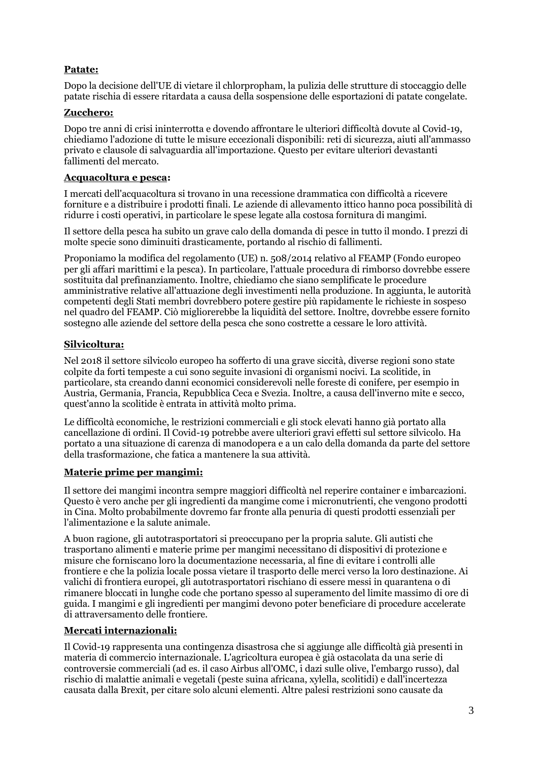**Patate:**

Dopo la decisione dell'UE di vietare il chlorpropham, la pulizia delle strutture di stoccaggio delle patate rischia di essere ritardata a causa della sospensione delle esportazioni di patate congelate.

**Zucchero:**

Dopo tre anni di crisi ininterrotta e dovendo affrontare le ulteriori difficoltà dovute al Covid-19, chiediamo l'adozione di tutte le misure eccezionali disponibili: reti di sicurezza, aiuti all'ammasso privato e clausole di salvaguardia all'importazione. Questo per evitare ulteriori devastanti fallimenti del mercato.

**Acquacoltura e pesca:**

I mercati dell'acquacoltura si trovano in una recessione drammatica con difficoltà a ricevere forniture e a distribuire i prodotti finali. Le aziende di allevamento ittico hanno poca possibilità di ridurre i costi operativi, in particolare le spese legate alla costosa fornitura di mangimi.

Il settore della pesca ha subito un grave calo della domanda di pesce in tutto il mondo. I prezzi di molte specie sono diminuiti drasticamente, portando al rischio di fallimenti.

Proponiamo la modifica del regolamento (UE) n. 508/2014 relativo al FEAMP (Fondo europeo per gli affari marittimi e la pesca). In particolare, l'attuale procedura di rimborso dovrebbe essere sostituita dal prefinanziamento. Inoltre, chiediamo che siano semplificate le procedure amministrative relative all'attuazione degli investimenti nella produzione. In aggiunta, le autorità competenti degli Stati membri dovrebbero potere gestire più rapidamente le richieste in sospeso nel quadro del FEAMP. Ciò migliorerebbe la liquidità del settore. Inoltre, dovrebbe essere fornito sostegno alle aziende del settore della pesca che sono costrette a cessare le loro attività.

**Silvicoltura:**

Nel 2018 il settore silvicolo europeo ha sofferto di una grave siccità, diverse regioni sono state colpite da forti tempeste a cui sono seguite invasioni di organismi nocivi. La scolitide, in particolare, sta creando danni economici considerevoli nelle foreste di conifere, per esempio in Austria, Germania, Francia, Repubblica Ceca e Svezia. Inoltre, a causa dell'inverno mite e secco, quest'anno la scolitide è entrata in attività molto prima.

Le difficoltà economiche, le restrizioni commerciali e gli stock elevati hanno già portato alla cancellazione di ordini. Il Covid-19 potrebbe avere ulteriori gravi effetti sul settore silvicolo. Ha portato a una situazione di carenza di manodopera e a un calo della domanda da parte del settore della trasformazione, che fatica a mantenere la sua attività.

**Materie prime per mangimi:**

Il settore dei mangimi incontra sempre maggiori difficoltà nel reperire container e imbarcazioni. Questo è vero anche per gli ingredienti da mangime come i micronutrienti, che vengono prodotti in Cina. Molto probabilmente dovremo far fronte alla penuria di questi prodotti essenziali per l'alimentazione e la salute animale.

A buon ragione, gli autotrasportatori si preoccupano per la propria salute. Gli autisti che trasportano alimenti e materie prime per mangimi necessitano di dispositivi di protezione e misure che forniscano loro la documentazione necessaria, al fine di evitare i controlli alle frontiere e che la polizia locale possa vietare il trasporto delle merci verso la loro destinazione. Ai valichi di frontiera europei, gli autotrasportatori rischiano di essere messi in quarantena o di rimanere bloccati in lunghe code che portano spesso al superamento del limite massimo di ore di guida. I mangimi e gli ingredienti per mangimi devono poter beneficiare di procedure accelerate di attraversamento delle frontiere.

**Mercati internazionali:**

Il Covid-19 rappresenta una contingenza disastrosa che si aggiunge alle difficoltà già presenti in materia di commercio internazionale. L'agricoltura europea è già ostacolata da una serie di controversie commerciali (ad es. il caso Airbus all'OMC, i dazi sulle olive, l'embargo russo), dal rischio di malattie animali e vegetali (peste suina africana, xylella, scolitidi) e dall'incertezza causata dalla Brexit, per citare solo alcuni elementi. Altre palesi restrizioni sono causate da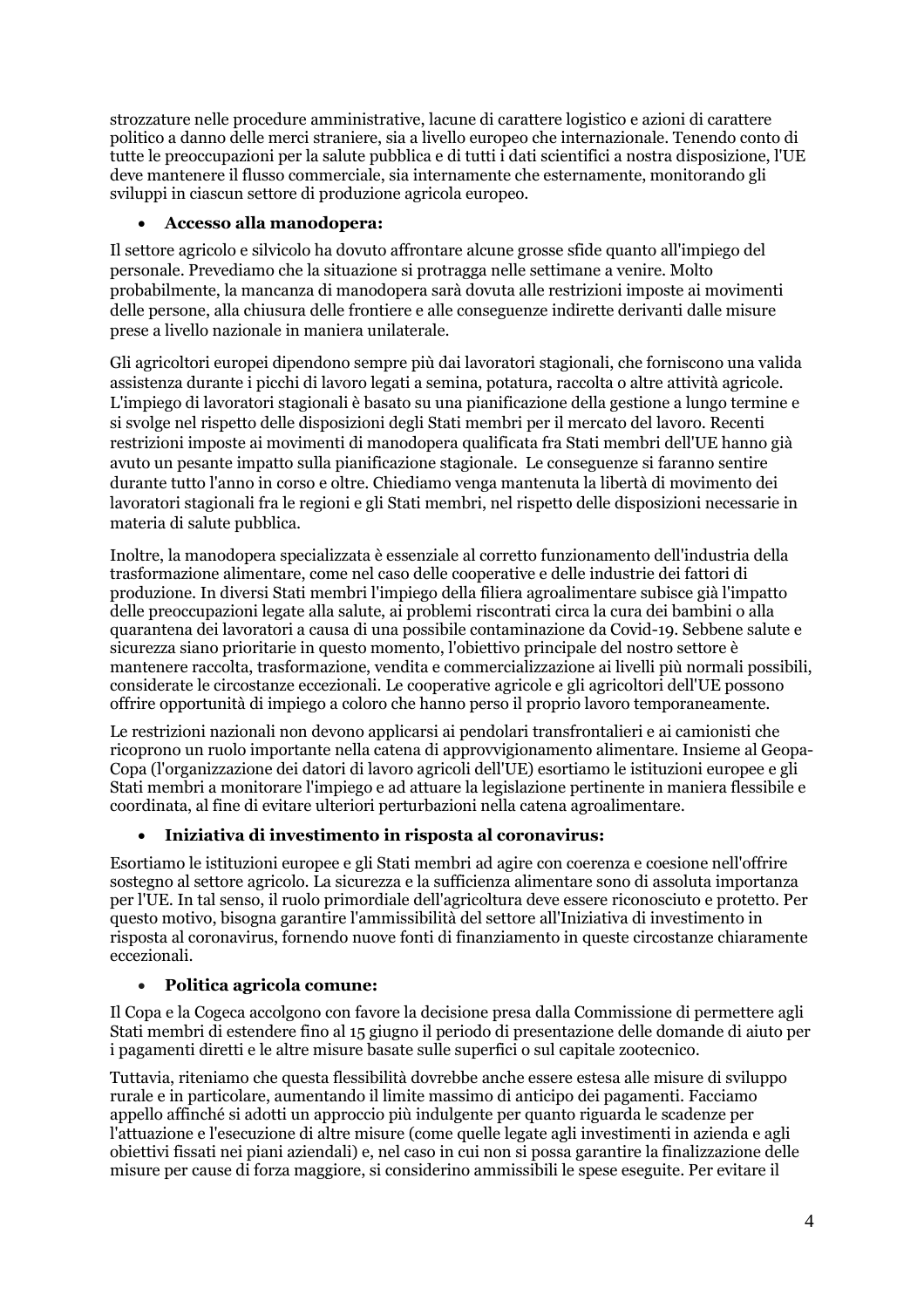strozzature nelle procedure amministrative, lacune di carattere logistico e azioni di carattere politico a danno delle merci straniere, sia a livello europeo che internazionale. Tenendo conto di tutte le preoccupazioni per la salute pubblica e di tutti i dati scientifici a nostra disposizione, l'UE deve mantenere il flusso commerciale, sia internamente che esternamente, monitorando gli sviluppi in ciascun settore di produzione agricola europeo.

- **Accesso alla manodopera:**

Il settore agricolo e silvicolo ha dovuto affrontare alcune grosse sfide quanto all'impiego del personale. Prevediamo che la situazione si protragga nelle settimane a venire. Molto probabilmente, la mancanza di manodopera sarà dovuta alle restrizioni imposte ai movimenti delle persone, alla chiusura delle frontiere e alle conseguenze indirette derivanti dalle misure prese a livello nazionale in maniera unilaterale.

Gli agricoltori europei dipendono sempre più dai lavoratori stagionali, che forniscono una valida assistenza durante i picchi di lavoro legati a semina, potatura, raccolta o altre attività agricole. L'impiego di lavoratori stagionali è basato su una pianificazione della gestione a lungo termine e si svolge nel rispetto delle disposizioni degli Stati membri per il mercato del lavoro. Recenti restrizioni imposte ai movimenti di manodopera qualificata fra Stati membri dell'UE hanno già avuto un pesante impatto sulla pianificazione stagionale. Le conseguenze si faranno sentire durante tutto l'anno in corso e oltre. Chiediamo venga mantenuta la libertà di movimento dei lavoratori stagionali fra le regioni e gli Stati membri, nel rispetto delle disposizioni necessarie in materia di salute pubblica.

Inoltre, la manodopera specializzata è essenziale al corretto funzionamento dell'industria della trasformazione alimentare, come nel caso delle cooperative e delle industrie dei fattori di produzione. In diversi Stati membri l'impiego della filiera agroalimentare subisce già l'impatto delle preoccupazioni legate alla salute, ai problemi riscontrati circa la cura dei bambini o alla quarantena dei lavoratori a causa di una possibile contaminazione da Covid-19. Sebbene salute e sicurezza siano prioritarie in questo momento, l'obiettivo principale del nostro settore è mantenere raccolta, trasformazione, vendita e commercializzazione ai livelli più normali possibili, considerate le circostanze eccezionali. Le cooperative agricole e gli agricoltori dell'UE possono offrire opportunità di impiego a coloro che hanno perso il proprio lavoro temporaneamente.

Le restrizioni nazionali non devono applicarsi ai pendolari transfrontalieri e ai camionisti che ricoprono un ruolo importante nella catena di approvvigionamento alimentare. Insieme al Geopa-Copa (l'organizzazione dei datori di lavoro agricoli dell'UE) esortiamo le istituzioni europee e gli Stati membri a monitorare l'impiego e ad attuare la legislazione pertinente in maniera flessibile e coordinata, al fine di evitare ulteriori perturbazioni nella catena agroalimentare.

- **Iniziativa di investimento in risposta al coronavirus:**

Esortiamo le istituzioni europee e gli Stati membri ad agire con coerenza e coesione nell'offrire sostegno al settore agricolo. La sicurezza e la sufficienza alimentare sono di assoluta importanza per l'UE. In tal senso, il ruolo primordiale dell'agricoltura deve essere riconosciuto e protetto. Per questo motivo, bisogna garantire l'ammissibilità del settore all'Iniziativa di investimento in risposta al coronavirus, fornendo nuove fonti di finanziamento in queste circostanze chiaramente eccezionali.

- **Politica agricola comune:**

Il Copa e la Cogeca accolgono con favore la decisione presa dalla Commissione di permettere agli Stati membri di estendere fino al 15 giugno il periodo di presentazione delle domande di aiuto per i pagamenti diretti e le altre misure basate sulle superfici o sul capitale zootecnico.

Tuttavia, riteniamo che questa flessibilità dovrebbe anche essere estesa alle misure di sviluppo rurale e in particolare, aumentando il limite massimo di anticipo dei pagamenti. Facciamo appello affinché si adotti un approccio più indulgente per quanto riguarda le scadenze per l'attuazione e l'esecuzione di altre misure (come quelle legate agli investimenti in azienda e agli obiettivi fissati nei piani aziendali) e, nel caso in cui non si possa garantire la finalizzazione delle misure per cause di forza maggiore, si considerino ammissibili le spese eseguite. Per evitare il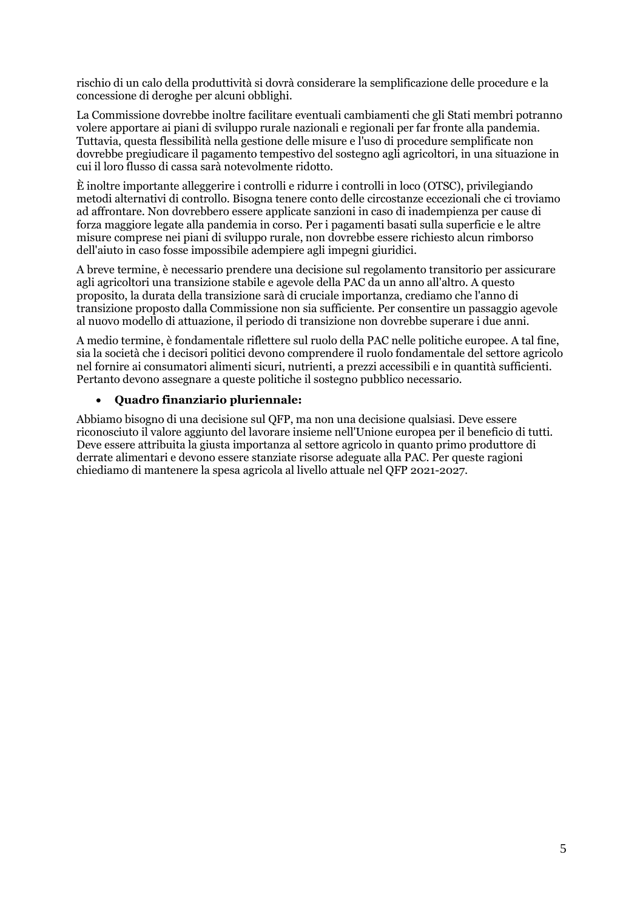rischio di un calo della produttività si dovrà considerare la semplificazione delle procedure e la concessione di deroghe per alcuni obblighi.

La Commissione dovrebbe inoltre facilitare eventuali cambiamenti che gli Stati membri potranno volere apportare ai piani di sviluppo rurale nazionali e regionali per far fronte alla pandemia. Tuttavia, questa flessibilità nella gestione delle misure e l'uso di procedure semplificate non dovrebbe pregiudicare il pagamento tempestivo del sostegno agli agricoltori, in una situazione in cui il loro flusso di cassa sarà notevolmente ridotto.

È inoltre importante alleggerire i controlli e ridurre i controlli in loco (OTSC), privilegiando metodi alternativi di controllo. Bisogna tenere conto delle circostanze eccezionali che ci troviamo ad affrontare. Non dovrebbero essere applicate sanzioni in caso di inadempienza per cause di forza maggiore legate alla pandemia in corso. Per i pagamenti basati sulla superficie e le altre misure comprese nei piani di sviluppo rurale, non dovrebbe essere richiesto alcun rimborso dell'aiuto in caso fosse impossibile adempiere agli impegni giuridici.

A breve termine, è necessario prendere una decisione sul regolamento transitorio per assicurare agli agricoltori una transizione stabile e agevole della PAC da un anno all'altro. A questo proposito, la durata della transizione sarà di cruciale importanza, crediamo che l'anno di transizione proposto dalla Commissione non sia sufficiente. Per consentire un passaggio agevole al nuovo modello di attuazione, il periodo di transizione non dovrebbe superare i due anni.

A medio termine, è fondamentale riflettere sul ruolo della PAC nelle politiche europee. A tal fine, sia la società che i decisori politici devono comprendere il ruolo fondamentale del settore agricolo nel fornire ai consumatori alimenti sicuri, nutrienti, a prezzi accessibili e in quantità sufficienti. Pertanto devono assegnare a queste politiche il sostegno pubblico necessario.

- **Quadro finanziario pluriennale:**

Abbiamo bisogno di una decisione sul QFP, ma non una decisione qualsiasi. Deve essere riconosciuto il valore aggiunto del lavorare insieme nell'Unione europea per il beneficio di tutti. Deve essere attribuita la giusta importanza al settore agricolo in quanto primo produttore di derrate alimentari e devono essere stanziate risorse adeguate alla PAC. Per queste ragioni chiediamo di mantenere la spesa agricola al livello attuale nel QFP 2021-2027.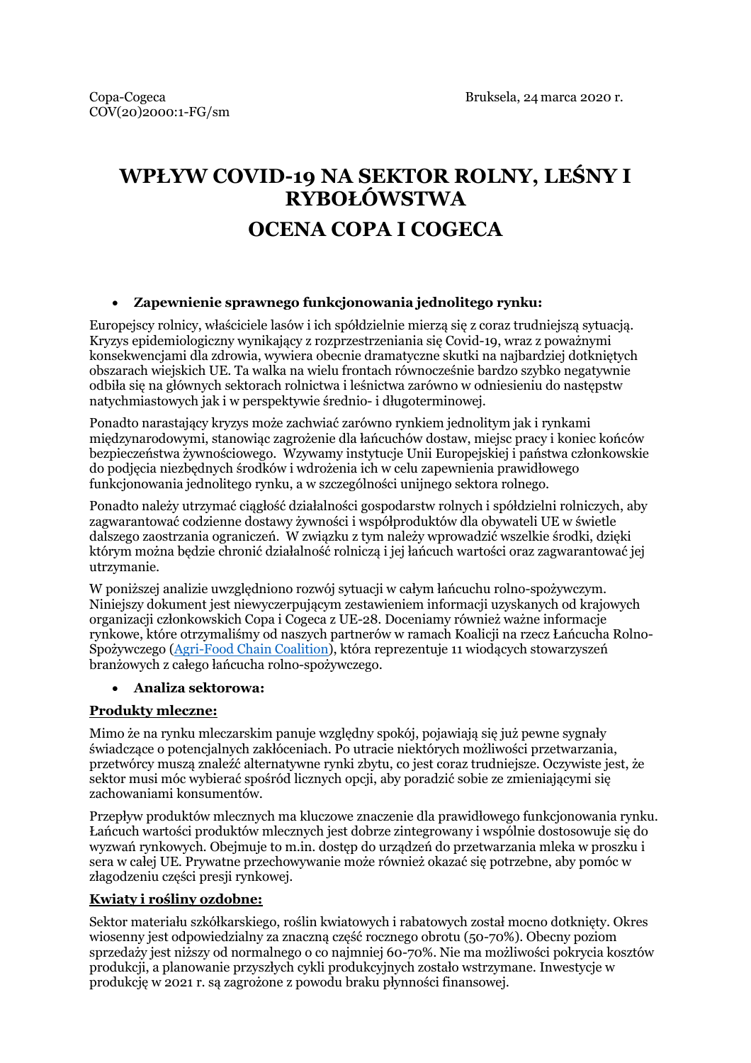Copa-Cogeca
COV(20)2000:1-FG/sm

Bruksela, 24 marca 2020 r.

# WPŁYW COVID-19 NA SEKTOR ROLNY, LEŚNY I RYBOŁÓWSTWA

# OCENA COPA I COGECA

- **Zapewnienie sprawnego funkcjonowania jednolitego rynku:**

Europejscy rolnicy, właściciele lasów i ich spółdzielnie mierzą się z coraz trudniejszą sytuacją. Kryzys epidemiologiczny wynikający z rozprzestrzeniania się Covid-19, wraz z poważnymi konsekwencjami dla zdrowia, wywiera obecnie dramatyczne skutki na najbardziej dotkniętych obszarach wiejskich UE. Ta walka na wielu frontach równocześnie bardzo szybko negatywnie odbiła się na głównych sektorach rolnictwa i leśnictwa zarówno w odniesieniu do następstw natychmiastowych jak i w perspektywie średnio- i długoterminowej.

Ponadto narastający kryzys może zachwiać zarówno rynkiem jednolitym jak i rynkami międzynarodowymi, stanowiąc zagrożenie dla łańcuchów dostaw, miejsc pracy i koniec końców bezpieczeństwa żywnościowego. Wzywamy instytucje Unii Europejskiej i państwa członkowskie do podjęcia niezbędnych środków i wdrożenia ich w celu zapewnienia prawidłowego funkcjonowania jednolitego rynku, a w szczególności unijnego sektora rolnego.

Ponadto należy utrzymać ciągłość działalności gospodarstw rolnych i spółdzielni rolniczych, aby zagwarantować codzienne dostawy żywności i współproduktów dla obywateli UE w świetle dalszego zaostrzania ograniczeń. W związku z tym należy wprowadzić wszelkie środki, dzięki którym można będzie chronić działalność rolniczą i jej łańcuch wartości oraz zagwarantować jej utrzymanie.

W poniższej analizie uwzględniono rozwój sytuacji w całym łańcuchu rolno-spożywczym. Niniejszy dokument jest niewyczerpującym zestawieniem informacji uzyskanych od krajowych organizacji członkowskich Copa i Cogeca z UE-28. Doceniamy również ważne informacje rynkowe, które otrzymaliśmy od naszych partnerów w ramach Koalicji na rzecz Łańcucha Rolno-Spożywczego (Agri-Food Chain Coalition), która reprezentuje 11 wiodących stowarzyszeń branżowych z całego łańcucha rolno-spożywczego.

- **Analiza sektorowa:**

**Produkty mleczne:**

Mimo że na rynku mleczarskim panuje względny spokój, pojawiają się już pewne sygnały świadczące o potencjalnych zakłóceniach. Po utracie niektórych możliwości przetwarzania, przetwórcy muszą znaleźć alternatywne rynki zbytu, co jest coraz trudniejsze. Oczywiste jest, że sektor musi móc wybierać spośród licznych opcji, aby poradzić sobie ze zmieniającymi się zachowaniami konsumentów.

Przepływ produktów mlecznych ma kluczowe znaczenie dla prawidłowego funkcjonowania rynku. Łańcuch wartości produktów mlecznych jest dobrze zintegrowany i wspólnie dostosowuje się do wyzwań rynkowych. Obejmuje to m.in. dostęp do urządzeń do przetwarzania mleka w proszku i sera w całej UE. Prywatne przechowywanie może również okazać się potrzebne, aby pomóc w złagodzeniu części presji rynkowej.

**Kwiaty i rośliny ozdobne:**

Sektor materiału szkółkarskiego, roślin kwiatowych i rabatowych został mocno dotknięty. Okres wiosenny jest odpowiedzialny za znaczną część rocznego obrotu (50-70%). Obecny poziom sprzedaży jest niższy od normalnego o co najmniej 60-70%. Nie ma możliwości pokrycia kosztów produkcji, a planowanie przyszłych cykli produkcyjnych zostało wstrzymane. Inwestycje w produkcję w 2021 r. są zagrożone z powodu braku płynności finansowej.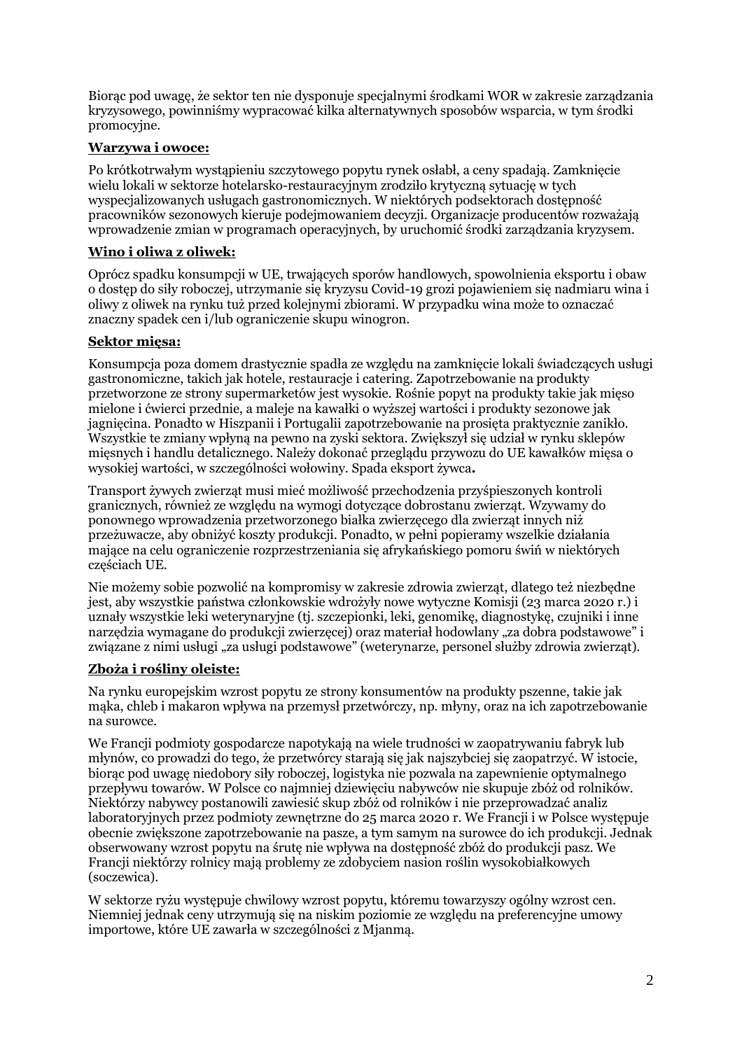Biorąc pod uwagę, że sektor ten nie dysponuje specjalnymi środkami WOR w zakresie zarządzania kryzysowego, powinniśmy wypracować kilka alternatywnych sposobów wsparcia, w tym środki promocyjne.

**Warzywa i owoce:**

Po krótkotrwałym wystąpieniu szczytowego popytu rynek osłabł, a ceny spadają. Zamknięcie wielu lokali w sektorze hotelarsko-restauracyjnym zrodziło krytyczną sytuację w tych wyspecjalizowanych usługach gastronomicznych. W niektórych podsektorach dostępność pracowników sezonowych kieruje podejmowaniem decyzji. Organizacje producentów rozważają wprowadzenie zmian w programach operacyjnych, by uruchomić środki zarządzania kryzysem.

**Wino i oliwa z oliwek:**

Oprócz spadku konsumpcji w UE, trwających sporów handlowych, spowolnienia eksportu i obaw o dostęp do siły roboczej, utrzymanie się kryzysu Covid-19 grozi pojawieniem się nadmiaru wina i oliwy z oliwek na rynku tuż przed kolejnymi zbiorami. W przypadku wina może to oznaczać znaczny spadek cen i/lub ograniczenie skupu winogron.

**Sektor mięsa:**

Konsumpcja poza domem drastycznie spadła ze względu na zamknięcie lokali świadczących usługi gastronomiczne, takich jak hotele, restauracje i catering. Zapotrzebowanie na produkty przetworzone ze strony supermarketów jest wysokie. Rośnie popyt na produkty takie jak mięso mielone i ćwierci przednie, a maleje na kawałki o wyższej wartości i produkty sezonowe jak jagnięcina. Ponadto w Hiszpanii i Portugalii zapotrzebowanie na prosięta praktycznie zanikło. Wszystkie te zmiany wpłyną na pewno na zyski sektora. Zwiększył się udział w rynku sklepów mięsnych i handlu detalicznego. Należy dokonać przeglądu przywozu do UE kawałków mięsa o wysokiej wartości, w szczególności wołowiny. Spada eksport żywca**.**

Transport żywych zwierząt musi mieć możliwość przechodzenia przyśpieszonych kontroli granicznych, również ze względu na wymogi dotyczące dobrostanu zwierząt. Wzywamy do ponownego wprowadzenia przetworzonego białka zwierzęcego dla zwierząt innych niż przeżuwacze, aby obniżyć koszty produkcji. Ponadto, w pełni popieramy wszelkie działania mające na celu ograniczenie rozprzestrzeniania się afrykańskiego pomoru świń w niektórych częściach UE.

Nie możemy sobie pozwolić na kompromisy w zakresie zdrowia zwierząt, dlatego też niezbędne jest, aby wszystkie państwa członkowskie wdrożyły nowe wytyczne Komisji (23 marca 2020 r.) i uznały wszystkie leki weterynaryjne (tj. szczepionki, leki, genomikę, diagnostykę, czujniki i inne narzędzia wymagane do produkcji zwierzęcej) oraz materiał hodowlany „za dobra podstawowe" i związane z nimi usługi „za usługi podstawowe" (weterynarze, personel służby zdrowia zwierząt).

**Zboża i rośliny oleiste:**

Na rynku europejskim wzrost popytu ze strony konsumentów na produkty pszenne, takie jak mąka, chleb i makaron wpływa na przemysł przetwórczy, np. młyny, oraz na ich zapotrzebowanie na surowce.

We Francji podmioty gospodarcze napotykają na wiele trudności w zaopatrywaniu fabryk lub młynów, co prowadzi do tego, że przetwórcy starają się jak najszybciej się zaopatrzyć. W istocie, biorąc pod uwagę niedobory siły roboczej, logistyka nie pozwala na zapewnienie optymalnego przepływu towarów. W Polsce co najmniej dziewięciu nabywców nie skupuje zbóż od rolników. Niektórzy nabywcy postanowili zawiesić skup zbóż od rolników i nie przeprowadzać analiz laboratoryjnych przez podmioty zewnętrzne do 25 marca 2020 r. We Francji i w Polsce występuje obecnie zwiększone zapotrzebowanie na pasze, a tym samym na surowce do ich produkcji. Jednak obserwowany wzrost popytu na śrutę nie wpływa na dostępność zbóż do produkcji pasz. We Francji niektórzy rolnicy mają problemy ze zdobyciem nasion roślin wysokobiałkowych (soczewica).

W sektorze ryżu występuje chwilowy wzrost popytu, któremu towarzyszy ogólny wzrost cen. Niemniej jednak ceny utrzymują się na niskim poziomie ze względu na preferencyjne umowy importowe, które UE zawarła w szczególności z Mjanmą.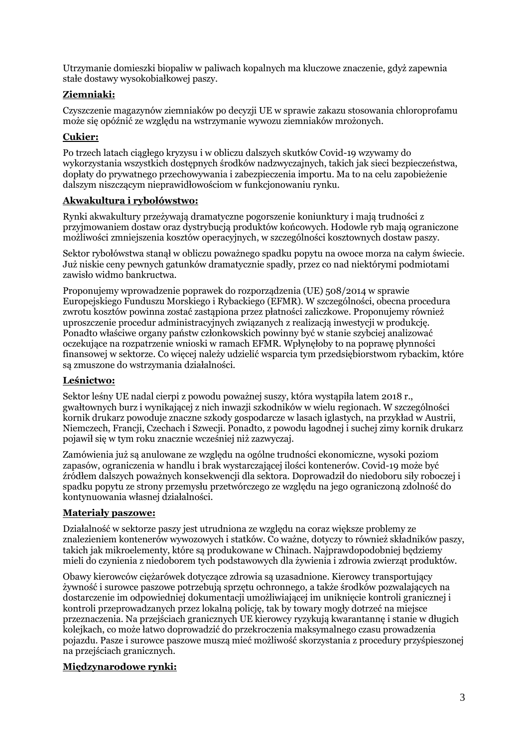Utrzymanie domieszki biopaliw w paliwach kopalnych ma kluczowe znaczenie, gdyż zapewnia stałe dostawy wysokobiałkowej paszy.

**Ziemniaki:**

Czyszczenie magazynów ziemniaków po decyzji UE w sprawie zakazu stosowania chloroprofamu może się opóźnić ze względu na wstrzymanie wywozu ziemniaków mrożonych.

**Cukier:**

Po trzech latach ciągłego kryzysu i w obliczu dalszych skutków Covid-19 wzywamy do wykorzystania wszystkich dostępnych środków nadzwyczajnych, takich jak sieci bezpieczeństwa, dopłaty do prywatnego przechowywania i zabezpieczenia importu. Ma to na celu zapobieżenie dalszym niszczącym nieprawidłowościom w funkcjonowaniu rynku.

**Akwakultura i rybołówstwo:**

Rynki akwakultury przeżywają dramatyczne pogorszenie koniunktury i mają trudności z przyjmowaniem dostaw oraz dystrybucją produktów końcowych. Hodowle ryb mają ograniczone możliwości zmniejszenia kosztów operacyjnych, w szczególności kosztownych dostaw paszy.

Sektor rybołówstwa stanął w obliczu poważnego spadku popytu na owoce morza na całym świecie. Już niskie ceny pewnych gatunków dramatycznie spadły, przez co nad niektórymi podmiotami zawisło widmo bankructwa.

Proponujemy wprowadzenie poprawek do rozporządzenia (UE) 508/2014 w sprawie Europejskiego Funduszu Morskiego i Rybackiego (EFMR). W szczególności, obecna procedura zwrotu kosztów powinna zostać zastąpiona przez płatności zaliczkowe. Proponujemy również uproszczenie procedur administracyjnych związanych z realizacją inwestycji w produkcję. Ponadto właściwe organy państw członkowskich powinny być w stanie szybciej analizować oczekujące na rozpatrzenie wnioski w ramach EFMR. Wpłynęłoby to na poprawę płynności finansowej w sektorze. Co więcej należy udzielić wsparcia tym przedsiębiorstwom rybackim, które są zmuszone do wstrzymania działalności.

**Leśnictwo:**

Sektor leśny UE nadal cierpi z powodu poważnej suszy, która wystąpiła latem 2018 r., gwałtownych burz i wynikającej z nich inwazji szkodników w wielu regionach. W szczególności kornik drukarz powoduje znaczne szkody gospodarcze w lasach iglastych, na przykład w Austrii, Niemczech, Francji, Czechach i Szwecji. Ponadto, z powodu łagodnej i suchej zimy kornik drukarz pojawił się w tym roku znacznie wcześniej niż zazwyczaj.

Zamówienia już są anulowane ze względu na ogólne trudności ekonomiczne, wysoki poziom zapasów, ograniczenia w handlu i brak wystarczającej ilości kontenerów. Covid-19 może być źródłem dalszych poważnych konsekwencji dla sektora. Doprowadził do niedoboru siły roboczej i spadku popytu ze strony przemysłu przetwórczego ze względu na jego ograniczoną zdolność do kontynuowania własnej działalności.

**Materiały paszowe:**

Działalność w sektorze paszy jest utrudniona ze względu na coraz większe problemy ze znalezieniem kontenerów wywozowych i statków. Co ważne, dotyczy to również składników paszy, takich jak mikroelementy, które są produkowane w Chinach. Najprawdopodobniej będziemy mieli do czynienia z niedoborem tych podstawowych dla żywienia i zdrowia zwierząt produktów.

Obawy kierowców ciężarówek dotyczące zdrowia są uzasadnione. Kierowcy transportujący żywność i surowce paszowe potrzebują sprzętu ochronnego, a także środków pozwalających na dostarczenie im odpowiedniej dokumentacji umożliwiającej im uniknięcie kontroli granicznej i kontroli przeprowadzanych przez lokalną policję, tak by towary mogły dotrzeć na miejsce przeznaczenia. Na przejściach granicznych UE kierowcy ryzykują kwarantannę i stanie w długich kolejkach, co może łatwo doprowadzić do przekroczenia maksymalnego czasu prowadzenia pojazdu. Pasze i surowce paszowe muszą mieć możliwość skorzystania z procedury przyśpieszonej na przejściach granicznych.

**Międzynarodowe rynki:**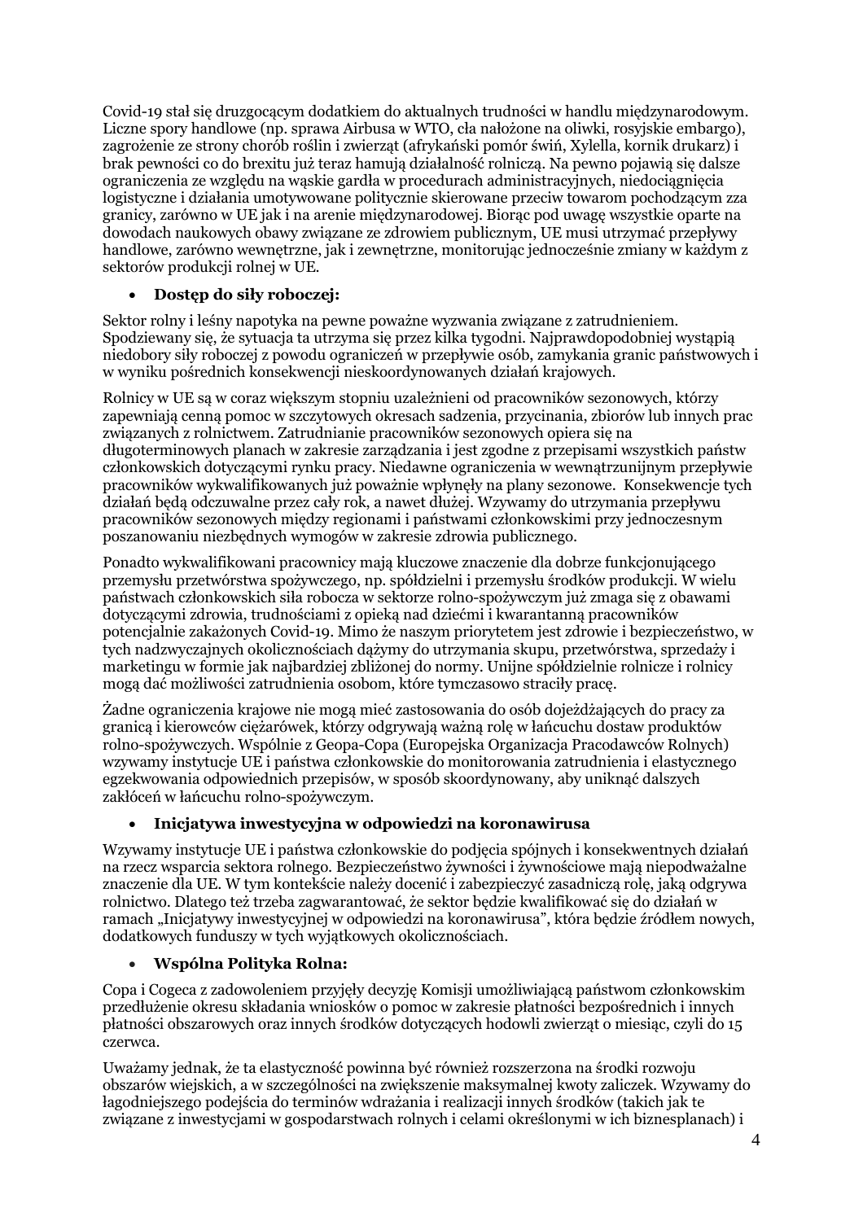Covid-19 stał się druzgocącym dodatkiem do aktualnych trudności w handlu międzynarodowym. Liczne spory handlowe (np. sprawa Airbusa w WTO, cła nałożone na oliwki, rosyjskie embargo), zagrożenie ze strony chorób roślin i zwierząt (afrykański pomór świń, Xylella, kornik drukarz) i brak pewności co do brexitu już teraz hamują działalność rolniczą. Na pewno pojawią się dalsze ograniczenia ze względu na wąskie gardła w procedurach administracyjnych, niedociągnięcia logistyczne i działania umotywowane politycznie skierowane przeciw towarom pochodzącym zza granicy, zarówno w UE jak i na arenie międzynarodowej. Biorąc pod uwagę wszystkie oparte na dowodach naukowych obawy związane ze zdrowiem publicznym, UE musi utrzymać przepływy handlowe, zarówno wewnętrzne, jak i zewnętrzne, monitorując jednocześnie zmiany w każdym z sektorów produkcji rolnej w UE.

- **Dostęp do siły roboczej:**

Sektor rolny i leśny napotyka na pewne poważne wyzwania związane z zatrudnieniem. Spodziewany się, że sytuacja ta utrzyma się przez kilka tygodni. Najprawdopodobniej wystąpią niedobory siły roboczej z powodu ograniczeń w przepływie osób, zamykania granic państwowych i w wyniku pośrednich konsekwencji nieskoordynowanych działań krajowych.

Rolnicy w UE są w coraz większym stopniu uzależnieni od pracowników sezonowych, którzy zapewniają cenną pomoc w szczytowych okresach sadzenia, przycinania, zbiorów lub innych prac związanych z rolnictwem. Zatrudnianie pracowników sezonowych opiera się na długoterminowych planach w zakresie zarządzania i jest zgodne z przepisami wszystkich państw członkowskich dotyczącymi rynku pracy. Niedawne ograniczenia w wewnątrzunijnym przepływie pracowników wykwalifikowanych już poważnie wpłynęły na plany sezonowe. Konsekwencje tych działań będą odczuwalne przez cały rok, a nawet dłużej. Wzywamy do utrzymania przepływu pracowników sezonowych między regionami i państwami członkowskimi przy jednoczesnym poszanowaniu niezbędnych wymogów w zakresie zdrowia publicznego.

Ponadto wykwalifikowani pracownicy mają kluczowe znaczenie dla dobrze funkcjonującego przemysłu przetwórstwa spożywczego, np. spółdzielni i przemysłu środków produkcji. W wielu państwach członkowskich siła robocza w sektorze rolno-spożywczym już zmaga się z obawami dotyczącymi zdrowia, trudnościami z opieką nad dziećmi i kwarantanną pracowników potencjalnie zakażonych Covid-19. Mimo że naszym priorytetem jest zdrowie i bezpieczeństwo, w tych nadzwyczajnych okolicznościach dążymy do utrzymania skupu, przetwórstwa, sprzedaży i marketingu w formie jak najbardziej zbliżonej do normy. Unijne spółdzielnie rolnicze i rolnicy mogą dać możliwości zatrudnienia osobom, które tymczasowo straciły pracę.

Żadne ograniczenia krajowe nie mogą mieć zastosowania do osób dojeżdżających do pracy za granicą i kierowców ciężarówek, którzy odgrywają ważną rolę w łańcuchu dostaw produktów rolno-spożywczych. Wspólnie z Geopa-Copa (Europejska Organizacja Pracodawców Rolnych) wzywamy instytucje UE i państwa członkowskie do monitorowania zatrudnienia i elastycznego egzekwowania odpowiednich przepisów, w sposób skoordynowany, aby uniknąć dalszych zakłóceń w łańcuchu rolno-spożywczym.

- **Inicjatywa inwestycyjna w odpowiedzi na koronawirusa**

Wzywamy instytucje UE i państwa członkowskie do podjęcia spójnych i konsekwentnych działań na rzecz wsparcia sektora rolnego. Bezpieczeństwo żywności i żywnościowe mają niepodważalne znaczenie dla UE. W tym kontekście należy docenić i zabezpieczyć zasadniczą rolę, jaką odgrywa rolnictwo. Dlatego też trzeba zagwarantować, że sektor będzie kwalifikować się do działań w ramach „Inicjatywy inwestycyjnej w odpowiedzi na koronawirusa", która będzie źródłem nowych, dodatkowych funduszy w tych wyjątkowych okolicznościach.

- **Wspólna Polityka Rolna:**

Copa i Cogeca z zadowoleniem przyjęły decyzję Komisji umożliwiającą państwom członkowskim przedłużenie okresu składania wniosków o pomoc w zakresie płatności bezpośrednich i innych płatności obszarowych oraz innych środków dotyczących hodowli zwierząt o miesiąc, czyli do 15 czerwca.

Uważamy jednak, że ta elastyczność powinna być również rozszerzona na środki rozwoju obszarów wiejskich, a w szczególności na zwiększenie maksymalnej kwoty zaliczek. Wzywamy do łagodniejszego podejścia do terminów wdrażania i realizacji innych środków (takich jak te związane z inwestycjami w gospodarstwach rolnych i celami określonymi w ich biznesplanach) i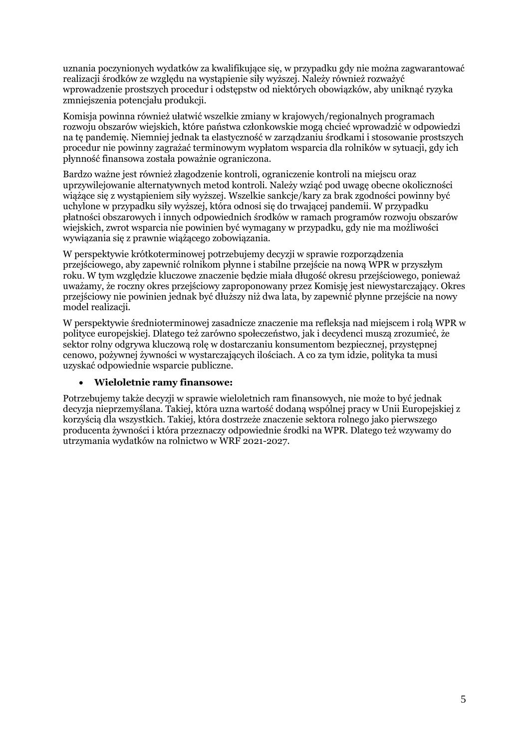uznania poczynionych wydatków za kwalifikujące się, w przypadku gdy nie można zagwarantować realizacji środków ze względu na wystąpienie siły wyższej. Należy również rozważyć wprowadzenie prostszych procedur i odstępstw od niektórych obowiązków, aby uniknąć ryzyka zmniejszenia potencjału produkcji.

Komisja powinna również ułatwić wszelkie zmiany w krajowych/regionalnych programach rozwoju obszarów wiejskich, które państwa członkowskie mogą chcieć wprowadzić w odpowiedzi na tę pandemię. Niemniej jednak ta elastyczność w zarządzaniu środkami i stosowanie prostszych procedur nie powinny zagrażać terminowym wypłatom wsparcia dla rolników w sytuacji, gdy ich płynność finansowa została poważnie ograniczona.

Bardzo ważne jest również złagodzenie kontroli, ograniczenie kontroli na miejscu oraz uprzywilejowanie alternatywnych metod kontroli. Należy wziąć pod uwagę obecne okoliczności wiążące się z wystąpieniem siły wyższej. Wszelkie sankcje/kary za brak zgodności powinny być uchylone w przypadku siły wyższej, która odnosi się do trwającej pandemii. W przypadku płatności obszarowych i innych odpowiednich środków w ramach programów rozwoju obszarów wiejskich, zwrot wsparcia nie powinien być wymagany w przypadku, gdy nie ma możliwości wywiązania się z prawnie wiążącego zobowiązania.

W perspektywie krótkoterminowej potrzebujemy decyzji w sprawie rozporządzenia przejściowego, aby zapewnić rolnikom płynne i stabilne przejście na nową WPR w przyszłym roku. W tym względzie kluczowe znaczenie będzie miała długość okresu przejściowego, ponieważ uważamy, że roczny okres przejściowy zaproponowany przez Komisję jest niewystarczający. Okres przejściowy nie powinien jednak być dłuższy niż dwa lata, by zapewnić płynne przejście na nowy model realizacji.

W perspektywie średnioterminowej zasadnicze znaczenie ma refleksja nad miejscem i rolą WPR w polityce europejskiej. Dlatego też zarówno społeczeństwo, jak i decydenci muszą zrozumieć, że sektor rolny odgrywa kluczową rolę w dostarczaniu konsumentom bezpiecznej, przystępnej cenowo, pożywnej żywności w wystarczających ilościach. A co za tym idzie, polityka ta musi uzyskać odpowiednie wsparcie publiczne.

- **Wieloletnie ramy finansowe:**

Potrzebujemy także decyzji w sprawie wieloletnich ram finansowych, nie może to być jednak decyzja nieprzemyślana. Takiej, która uzna wartość dodaną wspólnej pracy w Unii Europejskiej z korzyścią dla wszystkich. Takiej, która dostrzeże znaczenie sektora rolnego jako pierwszego producenta żywności i która przeznaczy odpowiednie środki na WPR. Dlatego też wzywamy do utrzymania wydatków na rolnictwo w WRF 2021-2027.